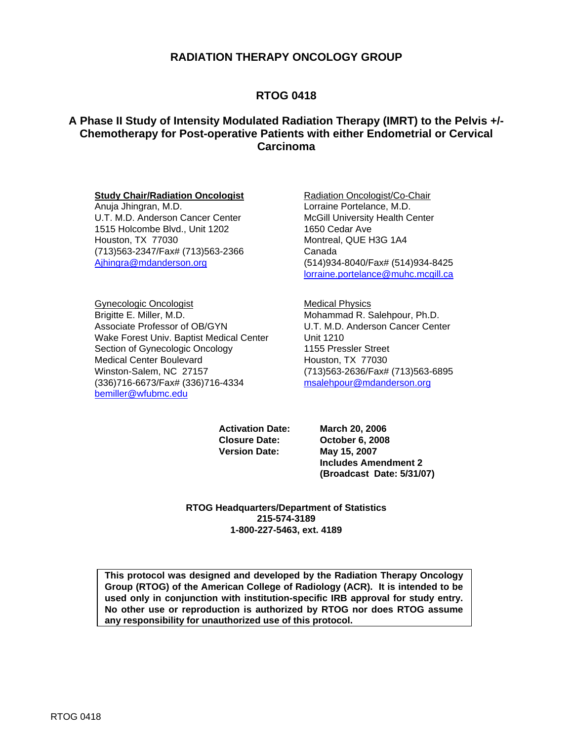# RADIATION THERAPY ONCOLOGY GROUP

## RTOG 0418

## A Phase II Study of Intensity Modulated Radiation Therapy (IMRT) to the Pelvis +/- Chemotherapy for Post-operative Patients with either Endometrial or Cervical Carcinoma

**Study Chair/Radiation Oncologist**
Anuja Jhingran, M.D.
U.T. M.D. Anderson Cancer Center
1515 Holcombe Blvd., Unit 1202
Houston, TX 77030
(713)563-2347/Fax# (713)563-2366
Ajhingra@mdanderson.org

Radiation Oncologist/Co-Chair
Lorraine Portelance, M.D.
McGill University Health Center
1650 Cedar Ave
Montreal, QUE H3G 1A4
Canada
(514)934-8040/Fax# (514)934-8425
lorraine.portelance@muhc.mcgill.ca

Gynecologic Oncologist
Brigitte E. Miller, M.D.
Associate Professor of OB/GYN
Wake Forest Univ. Baptist Medical Center
Section of Gynecologic Oncology
Medical Center Boulevard
Winston-Salem, NC 27157
(336)716-6673/Fax# (336)716-4334
bemiller@wfubmc.edu

Medical Physics
Mohammad R. Salehpour, Ph.D.
U.T. M.D. Anderson Cancer Center
Unit 1210
1155 Pressler Street
Houston, TX 77030
(713)563-2636/Fax# (713)563-6895
msalehpour@mdanderson.org

**Activation Date:** March 20, 2006
**Closure Date:** October 6, 2008
**Version Date:** May 15, 2007
**Includes Amendment 2**
**(Broadcast Date: 5/31/07)**

**RTOG Headquarters/Department of Statistics**
**215-574-3189**
**1-800-227-5463, ext. 4189**

**This protocol was designed and developed by the Radiation Therapy Oncology Group (RTOG) of the American College of Radiology (ACR). It is intended to be used only in conjunction with institution-specific IRB approval for study entry. No other use or reproduction is authorized by RTOG nor does RTOG assume any responsibility for unauthorized use of this protocol.**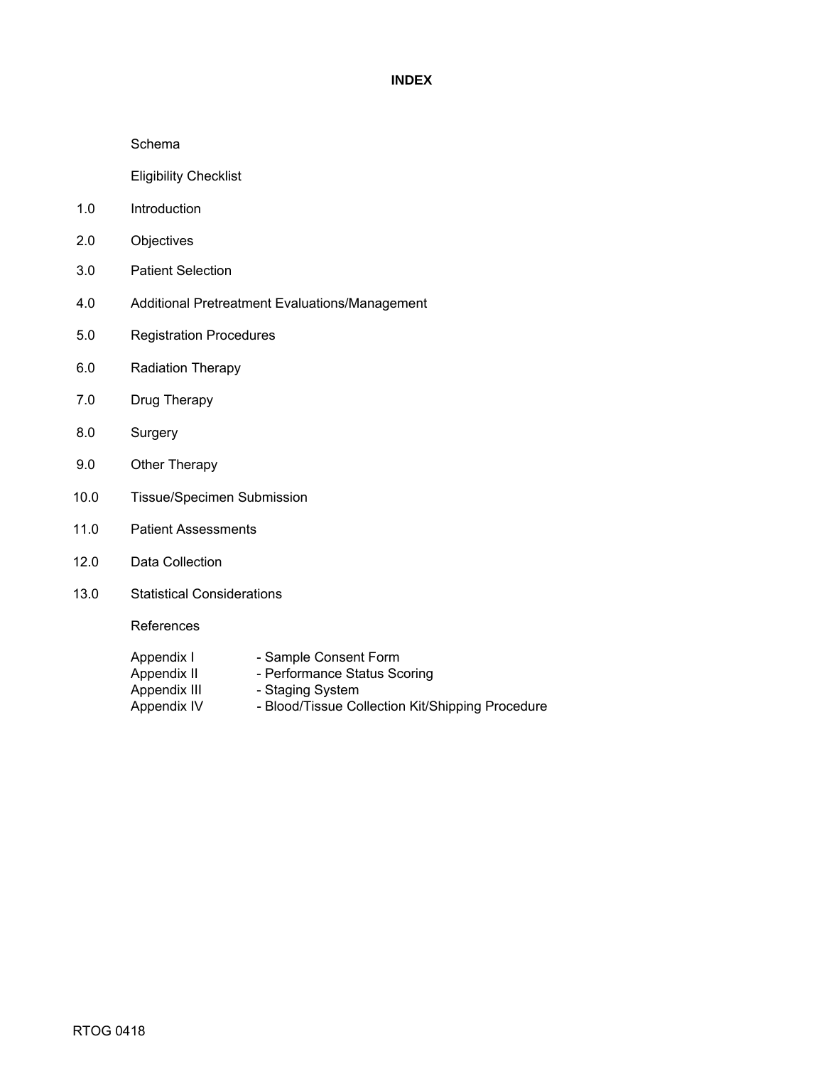# INDEX

Schema

Eligibility Checklist

1.0 Introduction

2.0 Objectives

3.0 Patient Selection

4.0 Additional Pretreatment Evaluations/Management

5.0 Registration Procedures

6.0 Radiation Therapy

7.0 Drug Therapy

8.0 Surgery

9.0 Other Therapy

10.0 Tissue/Specimen Submission

11.0 Patient Assessments

12.0 Data Collection

13.0 Statistical Considerations

References

Appendix I - Sample Consent Form
Appendix II - Performance Status Scoring
Appendix III - Staging System
Appendix IV - Blood/Tissue Collection Kit/Shipping Procedure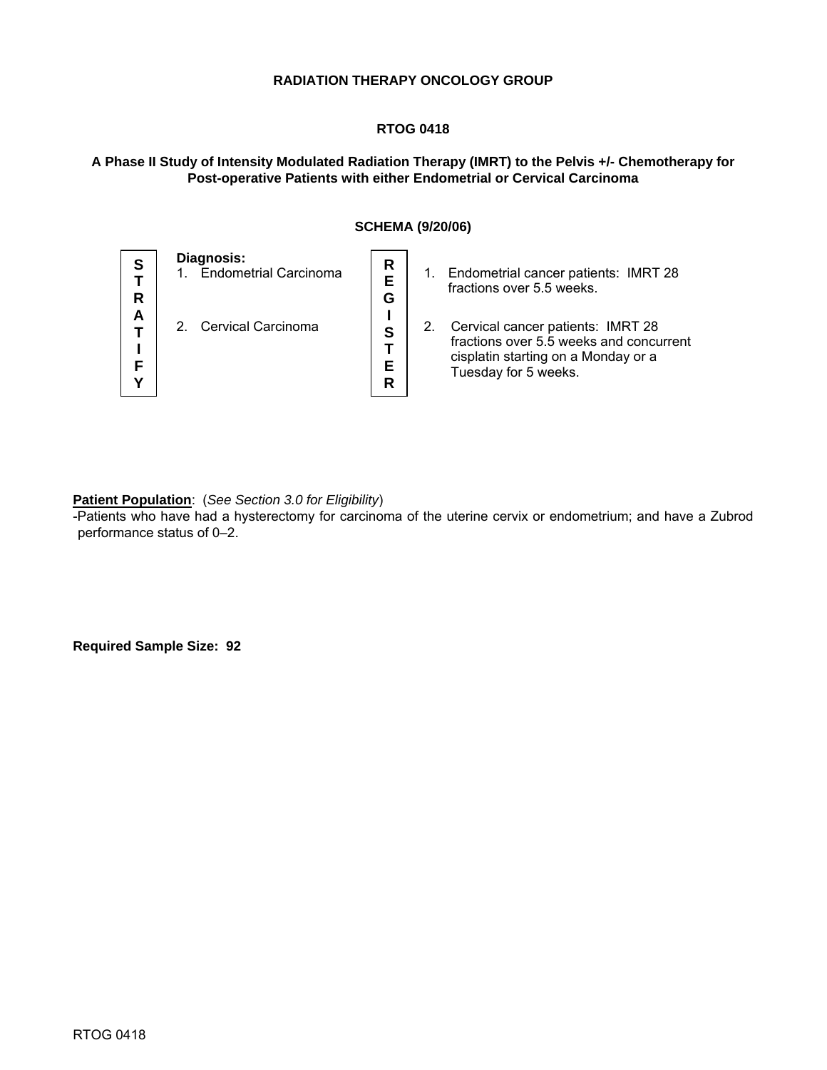**RADIATION THERAPY ONCOLOGY GROUP**

**RTOG 0418**

**A Phase II Study of Intensity Modulated Radiation Therapy (IMRT) to the Pelvis +/- Chemotherapy for Post-operative Patients with either Endometrial or Cervical Carcinoma**

**SCHEMA (9/20/06)**

| STRATIFY | Diagnosis: | REGISTER | |
|---|---|---|---|
| | 1. Endometrial Carcinoma | | 1. Endometrial cancer patients: IMRT 28 fractions over 5.5 weeks. |
| | 2. Cervical Carcinoma | | 2. Cervical cancer patients: IMRT 28 fractions over 5.5 weeks and concurrent cisplatin starting on a Monday or a Tuesday for 5 weeks. |

**Patient Population**: (*See Section 3.0 for Eligibility*)

-Patients who have had a hysterectomy for carcinoma of the uterine cervix or endometrium; and have a Zubrod performance status of 0–2.

**Required Sample Size: 92**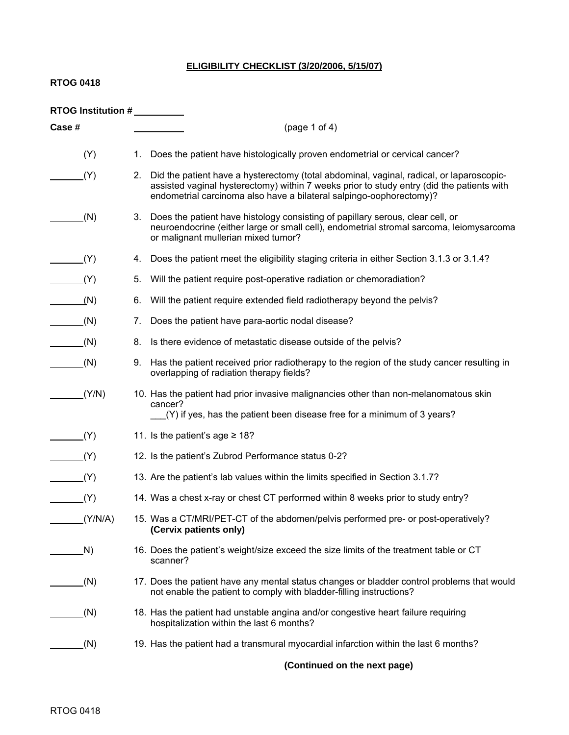**ELIGIBILITY CHECKLIST (3/20/2006, 5/15/07)**

**RTOG 0418**

**RTOG Institution #** \_\_\_\_\_\_\_\_\_\_

**Case #** \_\_\_\_\_\_\_\_\_\_ (page 1 of 4)

\_\_\_\_\_\_(Y) 1. Does the patient have histologically proven endometrial or cervical cancer?

\_\_\_\_\_\_(Y) 2. Did the patient have a hysterectomy (total abdominal, vaginal, radical, or laparoscopic-assisted vaginal hysterectomy) within 7 weeks prior to study entry (did the patients with endometrial carcinoma also have a bilateral salpingo-oophorectomy)?

\_\_\_\_\_\_(N) 3. Does the patient have histology consisting of papillary serous, clear cell, or neuroendocrine (either large or small cell), endometrial stromal sarcoma, leiomysarcoma or malignant mullerian mixed tumor?

\_\_\_\_\_\_(Y) 4. Does the patient meet the eligibility staging criteria in either Section 3.1.3 or 3.1.4?

\_\_\_\_\_\_(Y) 5. Will the patient require post-operative radiation or chemoradiation?

\_\_\_\_\_\_(N) 6. Will the patient require extended field radiotherapy beyond the pelvis?

\_\_\_\_\_\_(N) 7. Does the patient have para-aortic nodal disease?

\_\_\_\_\_\_(N) 8. Is there evidence of metastatic disease outside of the pelvis?

\_\_\_\_\_\_(N) 9. Has the patient received prior radiotherapy to the region of the study cancer resulting in overlapping of radiation therapy fields?

\_\_\_\_\_\_(Y/N) 10. Has the patient had prior invasive malignancies other than non-melanomatous skin cancer?

\_\_\_(Y) if yes, has the patient been disease free for a minimum of 3 years?

\_\_\_\_\_\_(Y) 11. Is the patient's age ≥ 18?

\_\_\_\_\_\_(Y) 12. Is the patient's Zubrod Performance status 0-2?

\_\_\_\_\_\_(Y) 13. Are the patient's lab values within the limits specified in Section 3.1.7?

\_\_\_\_\_\_(Y) 14. Was a chest x-ray or chest CT performed within 8 weeks prior to study entry?

\_\_\_\_\_\_(Y/N/A) 15. Was a CT/MRI/PET-CT of the abdomen/pelvis performed pre- or post-operatively? **(Cervix patients only)**

\_\_\_\_\_\_N) 16. Does the patient's weight/size exceed the size limits of the treatment table or CT scanner?

\_\_\_\_\_\_(N) 17. Does the patient have any mental status changes or bladder control problems that would not enable the patient to comply with bladder-filling instructions?

\_\_\_\_\_\_(N) 18. Has the patient had unstable angina and/or congestive heart failure requiring hospitalization within the last 6 months?

\_\_\_\_\_\_(N) 19. Has the patient had a transmural myocardial infarction within the last 6 months?

**(Continued on the next page)**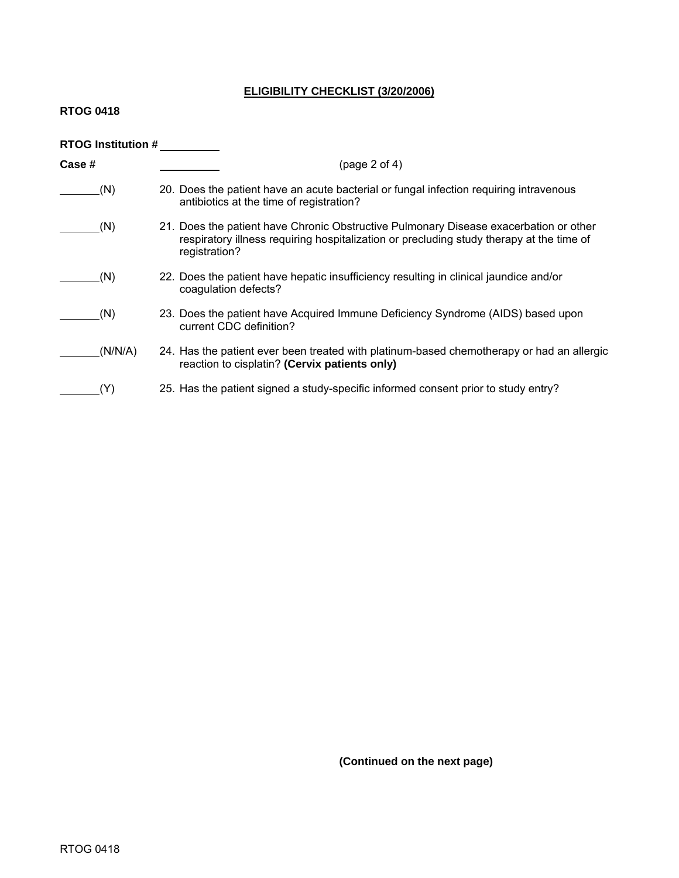**ELIGIBILITY CHECKLIST (3/20/2006)**

**RTOG 0418**

**RTOG Institution #** ________

**Case #** ________ (page 2 of 4)

_______(N) 20. Does the patient have an acute bacterial or fungal infection requiring intravenous antibiotics at the time of registration?

_______(N) 21. Does the patient have Chronic Obstructive Pulmonary Disease exacerbation or other respiratory illness requiring hospitalization or precluding study therapy at the time of registration?

_______(N) 22. Does the patient have hepatic insufficiency resulting in clinical jaundice and/or coagulation defects?

_______(N) 23. Does the patient have Acquired Immune Deficiency Syndrome (AIDS) based upon current CDC definition?

_______(N/N/A) 24. Has the patient ever been treated with platinum-based chemotherapy or had an allergic reaction to cisplatin? **(Cervix patients only)**

_______(Y) 25. Has the patient signed a study-specific informed consent prior to study entry?

**(Continued on the next page)**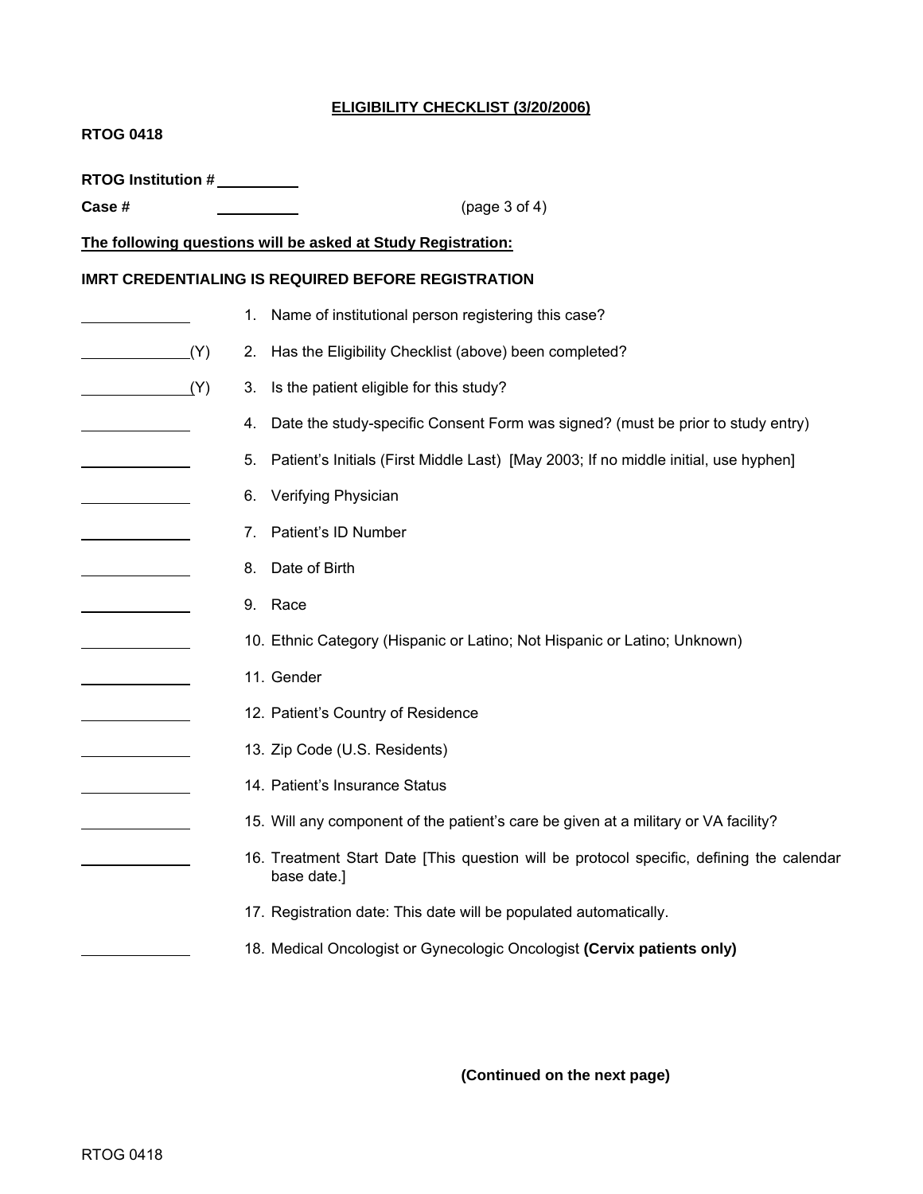## ELIGIBILITY CHECKLIST (3/20/2006)

**RTOG 0418**

**RTOG Institution #** ________

**Case #** ________

(page 3 of 4)

**The following questions will be asked at Study Registration:**

**IMRT CREDENTIALING IS REQUIRED BEFORE REGISTRATION**

| | |
|---|---|
| ________ | 1. Name of institutional person registering this case? |
| ________(Y) | 2. Has the Eligibility Checklist (above) been completed? |
| ________(Y) | 3. Is the patient eligible for this study? |
| ________ | 4. Date the study-specific Consent Form was signed? (must be prior to study entry) |
| ________ | 5. Patient's Initials (First Middle Last) [May 2003; If no middle initial, use hyphen] |
| ________ | 6. Verifying Physician |
| ________ | 7. Patient's ID Number |
| ________ | 8. Date of Birth |
| ________ | 9. Race |
| ________ | 10. Ethnic Category (Hispanic or Latino; Not Hispanic or Latino; Unknown) |
| ________ | 11. Gender |
| ________ | 12. Patient's Country of Residence |
| ________ | 13. Zip Code (U.S. Residents) |
| ________ | 14. Patient's Insurance Status |
| ________ | 15. Will any component of the patient's care be given at a military or VA facility? |
| ________ | 16. Treatment Start Date [This question will be protocol specific, defining the calendar base date.] |
| | 17. Registration date: This date will be populated automatically. |
| ________ | 18. Medical Oncologist or Gynecologic Oncologist **(Cervix patients only)** |

**(Continued on the next page)**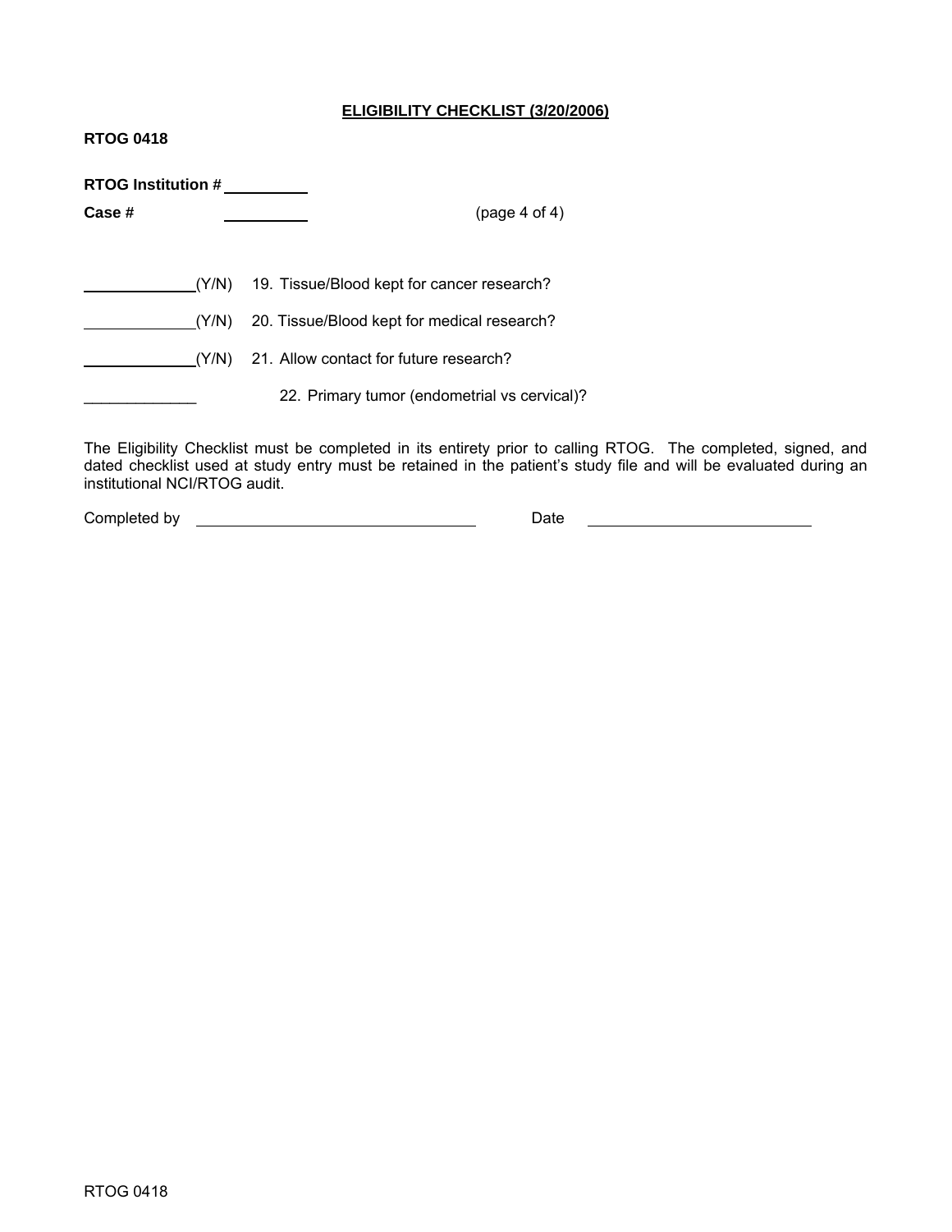## ELIGIBILITY CHECKLIST (3/20/2006)

**RTOG 0418**

**RTOG Institution #** ________

**Case #** ________ (page 4 of 4)

______(Y/N) 19. Tissue/Blood kept for cancer research?

______(Y/N) 20. Tissue/Blood kept for medical research?

______(Y/N) 21. Allow contact for future research?

______ 22. Primary tumor (endometrial vs cervical)?

The Eligibility Checklist must be completed in its entirety prior to calling RTOG. The completed, signed, and dated checklist used at study entry must be retained in the patient's study file and will be evaluated during an institutional NCI/RTOG audit.

Completed by ____________________ Date ____________________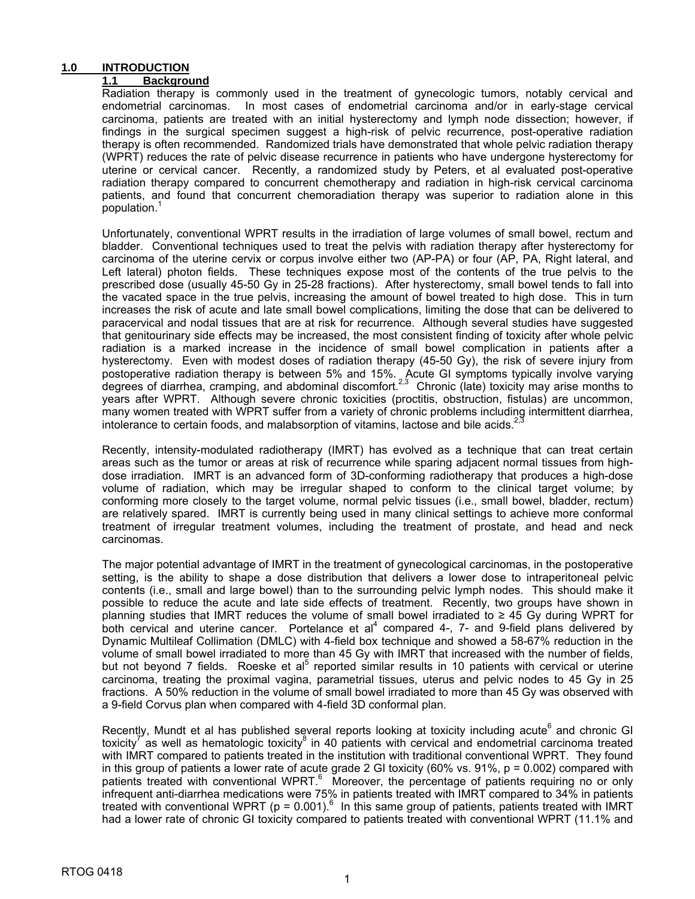# 1.0 INTRODUCTION

## 1.1 Background

Radiation therapy is commonly used in the treatment of gynecologic tumors, notably cervical and endometrial carcinomas. In most cases of endometrial carcinoma and/or in early-stage cervical carcinoma, patients are treated with an initial hysterectomy and lymph node dissection; however, if findings in the surgical specimen suggest a high-risk of pelvic recurrence, post-operative radiation therapy is often recommended. Randomized trials have demonstrated that whole pelvic radiation therapy (WPRT) reduces the rate of pelvic disease recurrence in patients who have undergone hysterectomy for uterine or cervical cancer. Recently, a randomized study by Peters, et al evaluated post-operative radiation therapy compared to concurrent chemotherapy and radiation in high-risk cervical carcinoma patients, and found that concurrent chemoradiation therapy was superior to radiation alone in this population.[1]

Unfortunately, conventional WPRT results in the irradiation of large volumes of small bowel, rectum and bladder. Conventional techniques used to treat the pelvis with radiation therapy after hysterectomy for carcinoma of the uterine cervix or corpus involve either two (AP-PA) or four (AP, PA, Right lateral, and Left lateral) photon fields. These techniques expose most of the contents of the true pelvis to the prescribed dose (usually 45-50 Gy in 25-28 fractions). After hysterectomy, small bowel tends to fall into the vacated space in the true pelvis, increasing the amount of bowel treated to high dose. This in turn increases the risk of acute and late small bowel complications, limiting the dose that can be delivered to paracervical and nodal tissues that are at risk for recurrence. Although several studies have suggested that genitourinary side effects may be increased, the most consistent finding of toxicity after whole pelvic radiation is a marked increase in the incidence of small bowel complication in patients after a hysterectomy. Even with modest doses of radiation therapy (45-50 Gy), the risk of severe injury from postoperative radiation therapy is between 5% and 15%. Acute GI symptoms typically involve varying degrees of diarrhea, cramping, and abdominal discomfort.[2,3] Chronic (late) toxicity may arise months to years after WPRT. Although severe chronic toxicities (proctitis, obstruction, fistulas) are uncommon, many women treated with WPRT suffer from a variety of chronic problems including intermittent diarrhea, intolerance to certain foods, and malabsorption of vitamins, lactose and bile acids.[2,3]

Recently, intensity-modulated radiotherapy (IMRT) has evolved as a technique that can treat certain areas such as the tumor or areas at risk of recurrence while sparing adjacent normal tissues from high-dose irradiation. IMRT is an advanced form of 3D-conforming radiotherapy that produces a high-dose volume of radiation, which may be irregular shaped to conform to the clinical target volume; by conforming more closely to the target volume, normal pelvic tissues (i.e., small bowel, bladder, rectum) are relatively spared. IMRT is currently being used in many clinical settings to achieve more conformal treatment of irregular treatment volumes, including the treatment of prostate, and head and neck carcinomas.

The major potential advantage of IMRT in the treatment of gynecological carcinomas, in the postoperative setting, is the ability to shape a dose distribution that delivers a lower dose to intraperitoneal pelvic contents (i.e., small and large bowel) than to the surrounding pelvic lymph nodes. This should make it possible to reduce the acute and late side effects of treatment. Recently, two groups have shown in planning studies that IMRT reduces the volume of small bowel irradiated to ≥ 45 Gy during WPRT for both cervical and uterine cancer. Portelance et al[4] compared 4-, 7- and 9-field plans delivered by Dynamic Multileaf Collimation (DMLC) with 4-field box technique and showed a 58-67% reduction in the volume of small bowel irradiated to more than 45 Gy with IMRT that increased with the number of fields, but not beyond 7 fields. Roeske et al[5] reported similar results in 10 patients with cervical or uterine carcinoma, treating the proximal vagina, parametrial tissues, uterus and pelvic nodes to 45 Gy in 25 fractions. A 50% reduction in the volume of small bowel irradiated to more than 45 Gy was observed with a 9-field Corvus plan when compared with 4-field 3D conformal plan.

Recently, Mundt et al has published several reports looking at toxicity including acute[6] and chronic GI toxicity[7] as well as hematologic toxicity[8] in 40 patients with cervical and endometrial carcinoma treated with IMRT compared to patients treated in the institution with traditional conventional WPRT. They found in this group of patients a lower rate of acute grade 2 GI toxicity (60% vs. 91%, $p = 0.002$) compared with patients treated with conventional WPRT.[6] Moreover, the percentage of patients requiring no or only infrequent anti-diarrhea medications were 75% in patients treated with IMRT compared to 34% in patients treated with conventional WPRT ($p = 0.001$).[6] In this same group of patients, patients treated with IMRT had a lower rate of chronic GI toxicity compared to patients treated with conventional WPRT (11.1% and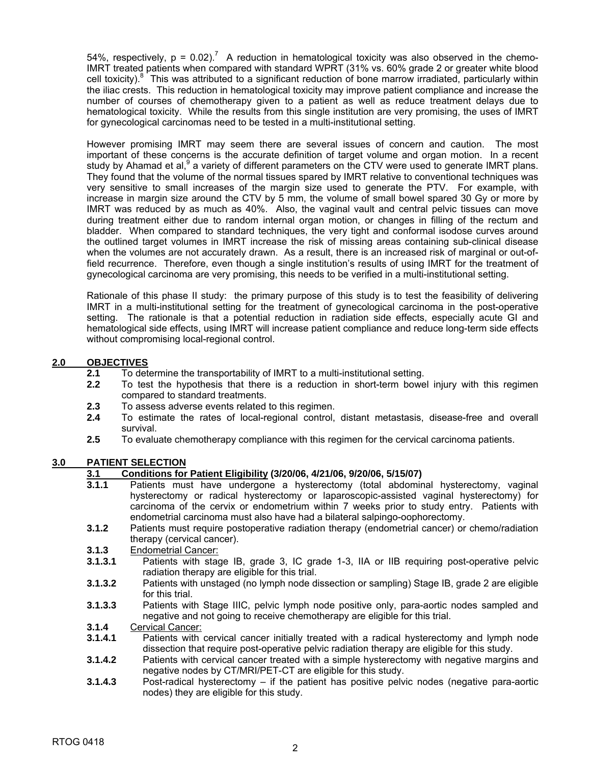54%, respectively, $p = 0.02$).[7] A reduction in hematological toxicity was also observed in the chemo-IMRT treated patients when compared with standard WPRT (31% vs. 60% grade 2 or greater white blood cell toxicity).[8] This was attributed to a significant reduction of bone marrow irradiated, particularly within the iliac crests. This reduction in hematological toxicity may improve patient compliance and increase the number of courses of chemotherapy given to a patient as well as reduce treatment delays due to hematological toxicity. While the results from this single institution are very promising, the uses of IMRT for gynecological carcinomas need to be tested in a multi-institutional setting.

However promising IMRT may seem there are several issues of concern and caution. The most important of these concerns is the accurate definition of target volume and organ motion. In a recent study by Ahamad et al,[9] a variety of different parameters on the CTV were used to generate IMRT plans. They found that the volume of the normal tissues spared by IMRT relative to conventional techniques was very sensitive to small increases of the margin size used to generate the PTV. For example, with increase in margin size around the CTV by 5 mm, the volume of small bowel spared 30 Gy or more by IMRT was reduced by as much as 40%. Also, the vaginal vault and central pelvic tissues can move during treatment either due to random internal organ motion, or changes in filling of the rectum and bladder. When compared to standard techniques, the very tight and conformal isodose curves around the outlined target volumes in IMRT increase the risk of missing areas containing sub-clinical disease when the volumes are not accurately drawn. As a result, there is an increased risk of marginal or out-of-field recurrence. Therefore, even though a single institution's results of using IMRT for the treatment of gynecological carcinoma are very promising, this needs to be verified in a multi-institutional setting.

Rationale of this phase II study: the primary purpose of this study is to test the feasibility of delivering IMRT in a multi-institutional setting for the treatment of gynecological carcinoma in the post-operative setting. The rationale is that a potential reduction in radiation side effects, especially acute GI and hematological side effects, using IMRT will increase patient compliance and reduce long-term side effects without compromising local-regional control.

## 2.0 OBJECTIVES

**2.1** To determine the transportability of IMRT to a multi-institutional setting.

**2.2** To test the hypothesis that there is a reduction in short-term bowel injury with this regimen compared to standard treatments.

**2.3** To assess adverse events related to this regimen.

**2.4** To estimate the rates of local-regional control, distant metastasis, disease-free and overall survival.

**2.5** To evaluate chemotherapy compliance with this regimen for the cervical carcinoma patients.

## 3.0 PATIENT SELECTION

### 3.1 Conditions for Patient Eligibility (3/20/06, 4/21/06, 9/20/06, 5/15/07)

**3.1.1** Patients must have undergone a hysterectomy (total abdominal hysterectomy, vaginal hysterectomy or radical hysterectomy or laparoscopic-assisted vaginal hysterectomy) for carcinoma of the cervix or endometrium within 7 weeks prior to study entry. Patients with endometrial carcinoma must also have had a bilateral salpingo-oophorectomy.

**3.1.2** Patients must require postoperative radiation therapy (endometrial cancer) or chemo/radiation therapy (cervical cancer).

**3.1.3** Endometrial Cancer:

**3.1.3.1** Patients with stage IB, grade 3, IC grade 1-3, IIA or IIB requiring post-operative pelvic radiation therapy are eligible for this trial.

**3.1.3.2** Patients with unstaged (no lymph node dissection or sampling) Stage IB, grade 2 are eligible for this trial.

**3.1.3.3** Patients with Stage IIIC, pelvic lymph node positive only, para-aortic nodes sampled and negative and not going to receive chemotherapy are eligible for this trial.

**3.1.4** Cervical Cancer:

**3.1.4.1** Patients with cervical cancer initially treated with a radical hysterectomy and lymph node dissection that require post-operative pelvic radiation therapy are eligible for this study.

**3.1.4.2** Patients with cervical cancer treated with a simple hysterectomy with negative margins and negative nodes by CT/MRI/PET-CT are eligible for this study.

**3.1.4.3** Post-radical hysterectomy – if the patient has positive pelvic nodes (negative para-aortic nodes) they are eligible for this study.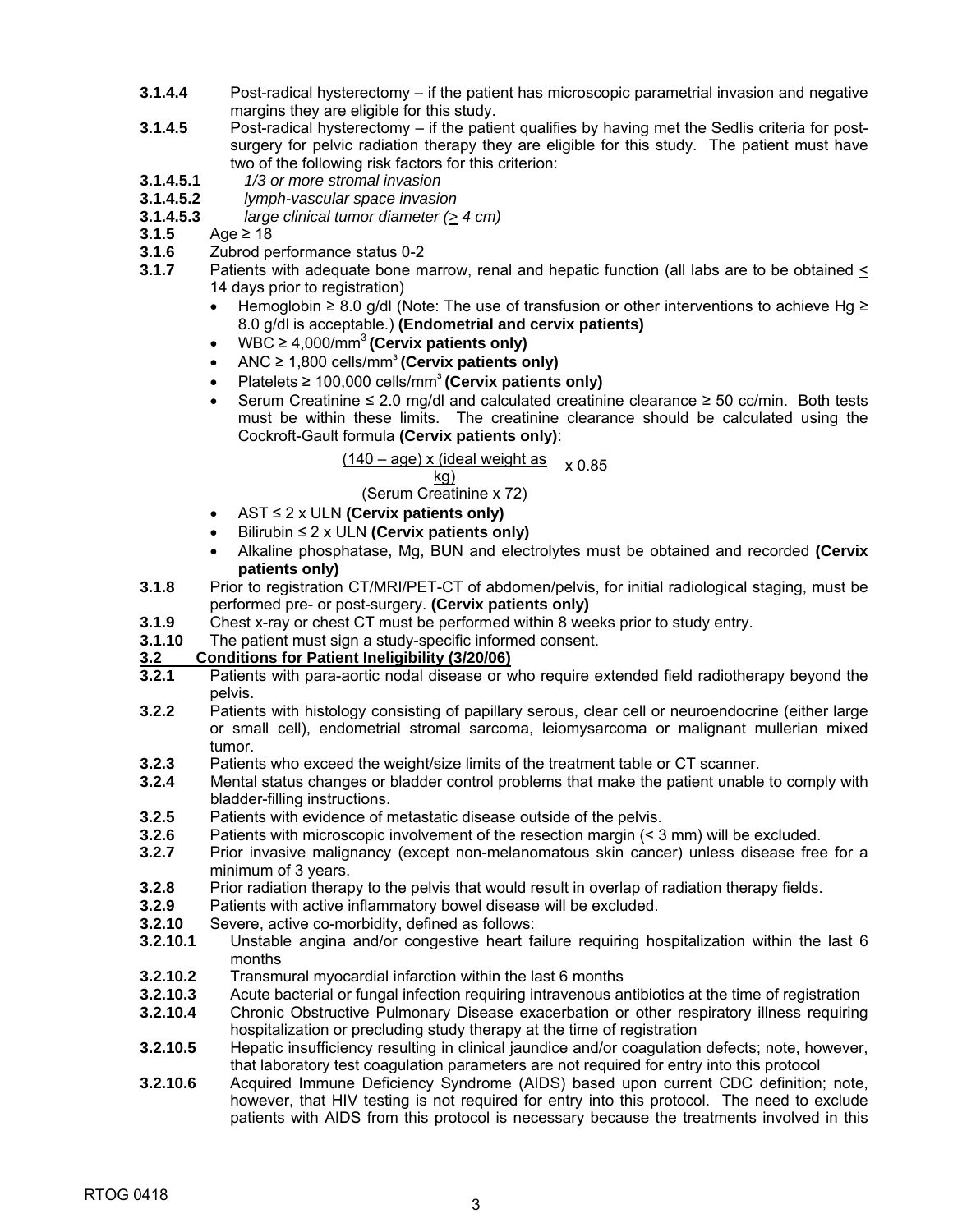**3.1.4.4** Post-radical hysterectomy – if the patient has microscopic parametrial invasion and negative margins they are eligible for this study.

**3.1.4.5** Post-radical hysterectomy – if the patient qualifies by having met the Sedlis criteria for post-surgery for pelvic radiation therapy they are eligible for this study. The patient must have two of the following risk factors for this criterion:

**3.1.4.5.1** *1/3 or more stromal invasion*

**3.1.4.5.2** *lymph-vascular space invasion*

**3.1.4.5.3** *large clinical tumor diameter ($\geq$ 4 cm)*

**3.1.5** Age ≥ 18

**3.1.6** Zubrod performance status 0-2

**3.1.7** Patients with adequate bone marrow, renal and hepatic function (all labs are to be obtained $\leq$ 14 days prior to registration)

- Hemoglobin ≥ 8.0 g/dl (Note: The use of transfusion or other interventions to achieve Hg ≥ 8.0 g/dl is acceptable.) **(Endometrial and cervix patients)**
- WBC ≥ 4,000/mm$^3$ **(Cervix patients only)**
- ANC ≥ 1,800 cells/mm$^3$ **(Cervix patients only)**
- Platelets ≥ 100,000 cells/mm$^3$ **(Cervix patients only)**
- Serum Creatinine ≤ 2.0 mg/dl and calculated creatinine clearance ≥ 50 cc/min. Both tests must be within these limits. The creatinine clearance should be calculated using the Cockroft-Gault formula **(Cervix patients only)**:

$$\frac{(140 - \text{age}) \times (\text{ideal weight as kg})}{(\text{Serum Creatinine} \times 72)} \times 0.85$$

- AST ≤ 2 x ULN **(Cervix patients only)**
- Bilirubin ≤ 2 x ULN **(Cervix patients only)**
- Alkaline phosphatase, Mg, BUN and electrolytes must be obtained and recorded **(Cervix patients only)**

**3.1.8** Prior to registration CT/MRI/PET-CT of abdomen/pelvis, for initial radiological staging, must be performed pre- or post-surgery. **(Cervix patients only)**

**3.1.9** Chest x-ray or chest CT must be performed within 8 weeks prior to study entry.

**3.1.10** The patient must sign a study-specific informed consent.

## 3.2 Conditions for Patient Ineligibility (3/20/06)

**3.2.1** Patients with para-aortic nodal disease or who require extended field radiotherapy beyond the pelvis.

**3.2.2** Patients with histology consisting of papillary serous, clear cell or neuroendocrine (either large or small cell), endometrial stromal sarcoma, leiomysarcoma or malignant mullerian mixed tumor.

**3.2.3** Patients who exceed the weight/size limits of the treatment table or CT scanner.

**3.2.4** Mental status changes or bladder control problems that make the patient unable to comply with bladder-filling instructions.

**3.2.5** Patients with evidence of metastatic disease outside of the pelvis.

**3.2.6** Patients with microscopic involvement of the resection margin (< 3 mm) will be excluded.

**3.2.7** Prior invasive malignancy (except non-melanomatous skin cancer) unless disease free for a minimum of 3 years.

**3.2.8** Prior radiation therapy to the pelvis that would result in overlap of radiation therapy fields.

**3.2.9** Patients with active inflammatory bowel disease will be excluded.

**3.2.10** Severe, active co-morbidity, defined as follows:

**3.2.10.1** Unstable angina and/or congestive heart failure requiring hospitalization within the last 6 months

**3.2.10.2** Transmural myocardial infarction within the last 6 months

**3.2.10.3** Acute bacterial or fungal infection requiring intravenous antibiotics at the time of registration

**3.2.10.4** Chronic Obstructive Pulmonary Disease exacerbation or other respiratory illness requiring hospitalization or precluding study therapy at the time of registration

**3.2.10.5** Hepatic insufficiency resulting in clinical jaundice and/or coagulation defects; note, however, that laboratory test coagulation parameters are not required for entry into this protocol

**3.2.10.6** Acquired Immune Deficiency Syndrome (AIDS) based upon current CDC definition; note, however, that HIV testing is not required for entry into this protocol. The need to exclude patients with AIDS from this protocol is necessary because the treatments involved in this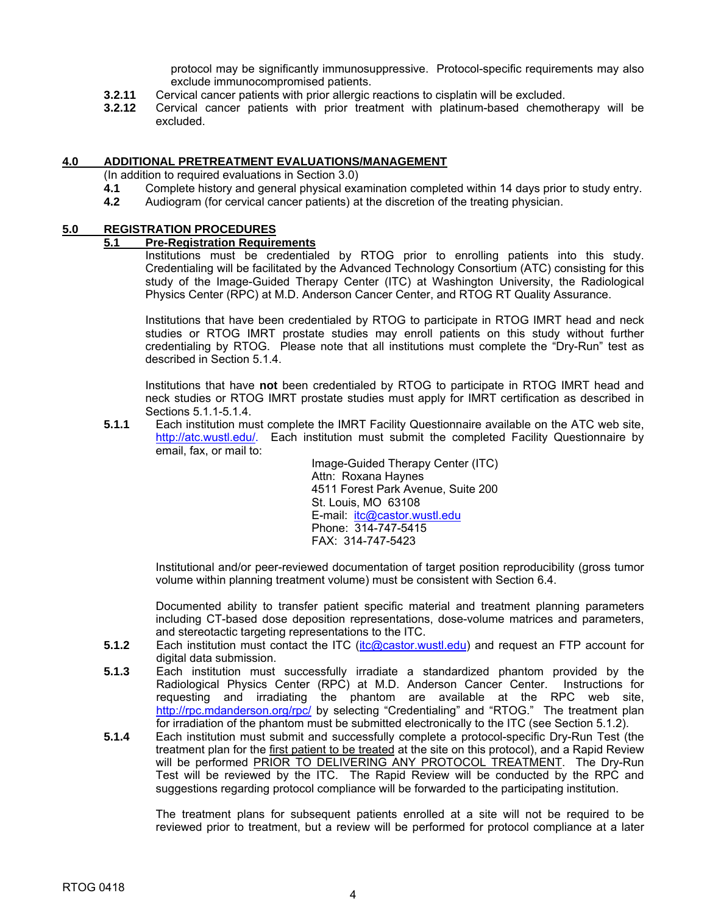protocol may be significantly immunosuppressive. Protocol-specific requirements may also exclude immunocompromised patients.

**3.2.11** Cervical cancer patients with prior allergic reactions to cisplatin will be excluded.

**3.2.12** Cervical cancer patients with prior treatment with platinum-based chemotherapy will be excluded.

## 4.0 ADDITIONAL PRETREATMENT EVALUATIONS/MANAGEMENT

(In addition to required evaluations in Section 3.0)

**4.1** Complete history and general physical examination completed within 14 days prior to study entry.

**4.2** Audiogram (for cervical cancer patients) at the discretion of the treating physician.

## 5.0 REGISTRATION PROCEDURES

### 5.1 Pre-Registration Requirements

Institutions must be credentialed by RTOG prior to enrolling patients into this study. Credentialing will be facilitated by the Advanced Technology Consortium (ATC) consisting for this study of the Image-Guided Therapy Center (ITC) at Washington University, the Radiological Physics Center (RPC) at M.D. Anderson Cancer Center, and RTOG RT Quality Assurance.

Institutions that have been credentialed by RTOG to participate in RTOG IMRT head and neck studies or RTOG IMRT prostate studies may enroll patients on this study without further credentialing by RTOG. Please note that all institutions must complete the "Dry-Run" test as described in Section 5.1.4.

Institutions that have **not** been credentialed by RTOG to participate in RTOG IMRT head and neck studies or RTOG IMRT prostate studies must apply for IMRT certification as described in Sections 5.1.1-5.1.4.

**5.1.1** Each institution must complete the IMRT Facility Questionnaire available on the ATC web site, http://atc.wustl.edu/. Each institution must submit the completed Facility Questionnaire by email, fax, or mail to:

Image-Guided Therapy Center (ITC)
Attn: Roxana Haynes
4511 Forest Park Avenue, Suite 200
St. Louis, MO 63108
E-mail: itc@castor.wustl.edu
Phone: 314-747-5415
FAX: 314-747-5423

Institutional and/or peer-reviewed documentation of target position reproducibility (gross tumor volume within planning treatment volume) must be consistent with Section 6.4.

Documented ability to transfer patient specific material and treatment planning parameters including CT-based dose deposition representations, dose-volume matrices and parameters, and stereotactic targeting representations to the ITC.

**5.1.2** Each institution must contact the ITC (itc@castor.wustl.edu) and request an FTP account for digital data submission.

**5.1.3** Each institution must successfully irradiate a standardized phantom provided by the Radiological Physics Center (RPC) at M.D. Anderson Cancer Center. Instructions for requesting and irradiating the phantom are available at the RPC web site, http://rpc.mdanderson.org/rpc/ by selecting "Credentialing" and "RTOG." The treatment plan for irradiation of the phantom must be submitted electronically to the ITC (see Section 5.1.2).

**5.1.4** Each institution must submit and successfully complete a protocol-specific Dry-Run Test (the treatment plan for the first patient to be treated at the site on this protocol), and a Rapid Review will be performed PRIOR TO DELIVERING ANY PROTOCOL TREATMENT. The Dry-Run Test will be reviewed by the ITC. The Rapid Review will be conducted by the RPC and suggestions regarding protocol compliance will be forwarded to the participating institution.

The treatment plans for subsequent patients enrolled at a site will not be required to be reviewed prior to treatment, but a review will be performed for protocol compliance at a later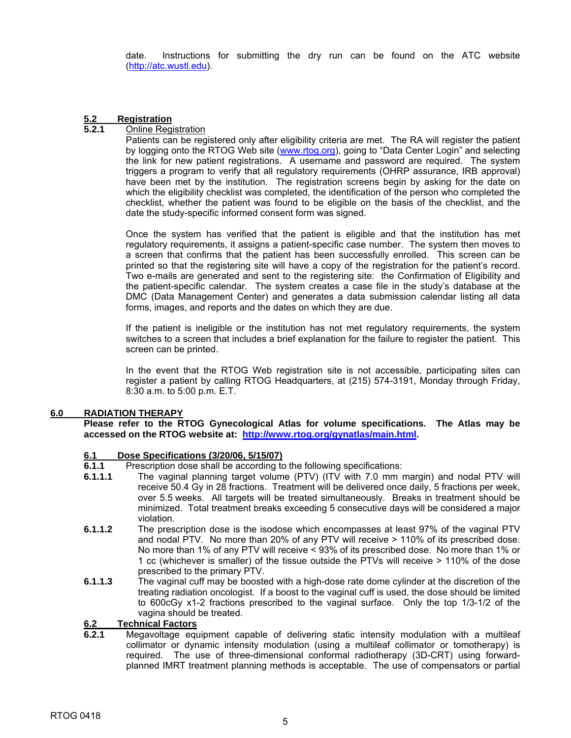date. Instructions for submitting the dry run can be found on the ATC website (http://atc.wustl.edu).

### 5.2 Registration

#### 5.2.1 Online Registration

Patients can be registered only after eligibility criteria are met. The RA will register the patient by logging onto the RTOG Web site (www.rtog.org), going to "Data Center Login" and selecting the link for new patient registrations. A username and password are required. The system triggers a program to verify that all regulatory requirements (OHRP assurance, IRB approval) have been met by the institution. The registration screens begin by asking for the date on which the eligibility checklist was completed, the identification of the person who completed the checklist, whether the patient was found to be eligible on the basis of the checklist, and the date the study-specific informed consent form was signed.

Once the system has verified that the patient is eligible and that the institution has met regulatory requirements, it assigns a patient-specific case number. The system then moves to a screen that confirms that the patient has been successfully enrolled. This screen can be printed so that the registering site will have a copy of the registration for the patient's record. Two e-mails are generated and sent to the registering site: the Confirmation of Eligibility and the patient-specific calendar. The system creates a case file in the study's database at the DMC (Data Management Center) and generates a data submission calendar listing all data forms, images, and reports and the dates on which they are due.

If the patient is ineligible or the institution has not met regulatory requirements, the system switches to a screen that includes a brief explanation for the failure to register the patient. This screen can be printed.

In the event that the RTOG Web registration site is not accessible, participating sites can register a patient by calling RTOG Headquarters, at (215) 574-3191, Monday through Friday, 8:30 a.m. to 5:00 p.m. E.T.

## 6.0 RADIATION THERAPY

**Please refer to the RTOG Gynecological Atlas for volume specifications. The Atlas may be accessed on the RTOG website at: http://www.rtog.org/gynatlas/main.html.**

### 6.1 Dose Specifications (3/20/06, 5/15/07)

**6.1.1** Prescription dose shall be according to the following specifications:

**6.1.1.1** The vaginal planning target volume (PTV) (ITV with 7.0 mm margin) and nodal PTV will receive 50.4 Gy in 28 fractions. Treatment will be delivered once daily, 5 fractions per week, over 5.5 weeks. All targets will be treated simultaneously. Breaks in treatment should be minimized. Total treatment breaks exceeding 5 consecutive days will be considered a major violation.

**6.1.1.2** The prescription dose is the isodose which encompasses at least 97% of the vaginal PTV and nodal PTV. No more than 20% of any PTV will receive > 110% of its prescribed dose. No more than 1% of any PTV will receive < 93% of its prescribed dose. No more than 1% or 1 cc (whichever is smaller) of the tissue outside the PTVs will receive > 110% of the dose prescribed to the primary PTV.

**6.1.1.3** The vaginal cuff may be boosted with a high-dose rate dome cylinder at the discretion of the treating radiation oncologist. If a boost to the vaginal cuff is used, the dose should be limited to 600cGy x1-2 fractions prescribed to the vaginal surface. Only the top 1/3-1/2 of the vagina should be treated.

### 6.2 Technical Factors

**6.2.1** Megavoltage equipment capable of delivering static intensity modulation with a multileaf collimator or dynamic intensity modulation (using a multileaf collimator or tomotherapy) is required. The use of three-dimensional conformal radiotherapy (3D-CRT) using forward-planned IMRT treatment planning methods is acceptable. The use of compensators or partial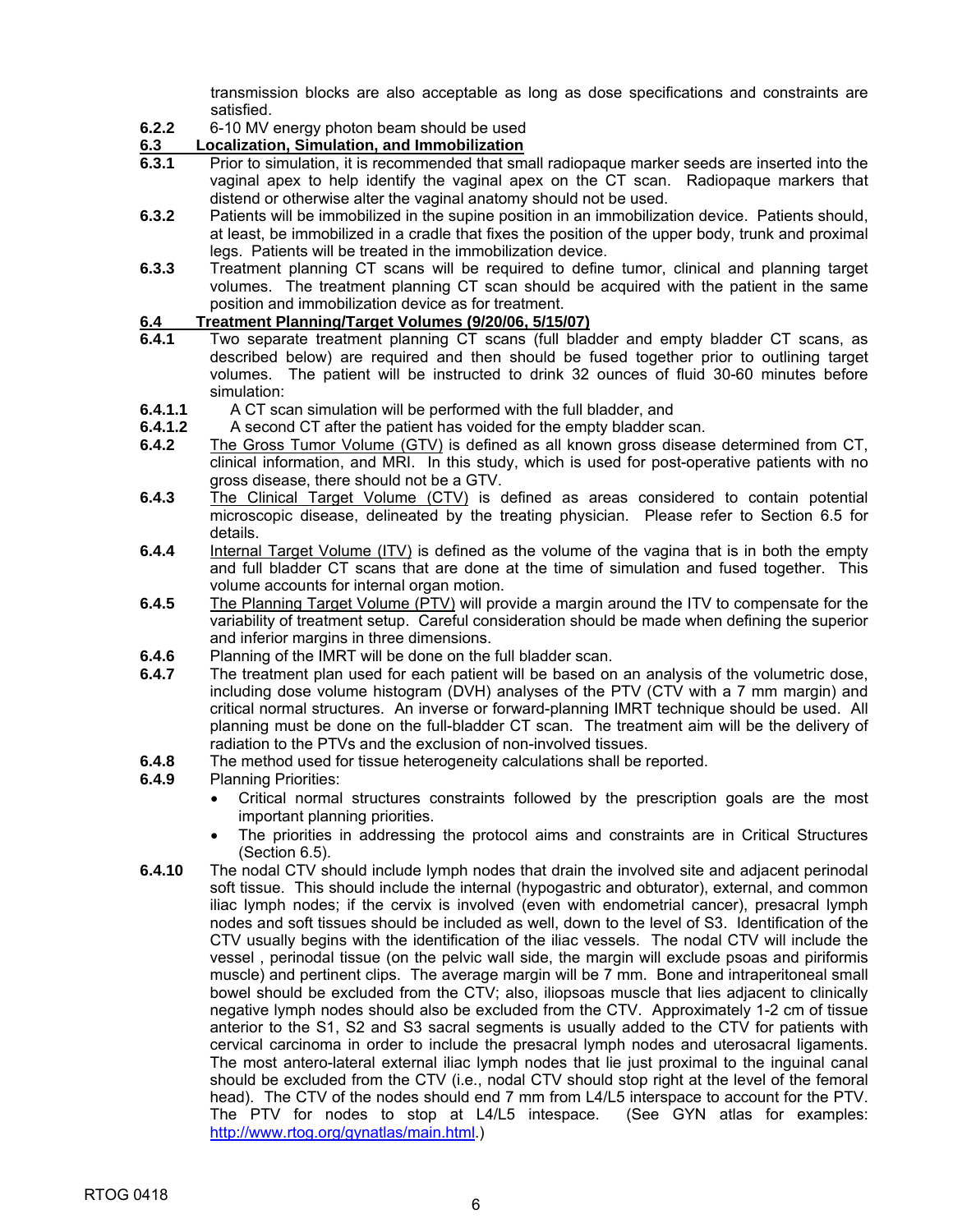transmission blocks are also acceptable as long as dose specifications and constraints are satisfied.

**6.2.2** 6-10 MV energy photon beam should be used

**6.3 Localization, Simulation, and Immobilization**

**6.3.1** Prior to simulation, it is recommended that small radiopaque marker seeds are inserted into the vaginal apex to help identify the vaginal apex on the CT scan. Radiopaque markers that distend or otherwise alter the vaginal anatomy should not be used.

**6.3.2** Patients will be immobilized in the supine position in an immobilization device. Patients should, at least, be immobilized in a cradle that fixes the position of the upper body, trunk and proximal legs. Patients will be treated in the immobilization device.

**6.3.3** Treatment planning CT scans will be required to define tumor, clinical and planning target volumes. The treatment planning CT scan should be acquired with the patient in the same position and immobilization device as for treatment.

**6.4 Treatment Planning/Target Volumes (9/20/06, 5/15/07)**

**6.4.1** Two separate treatment planning CT scans (full bladder and empty bladder CT scans, as described below) are required and then should be fused together prior to outlining target volumes. The patient will be instructed to drink 32 ounces of fluid 30-60 minutes before simulation:

**6.4.1.1** A CT scan simulation will be performed with the full bladder, and

**6.4.1.2** A second CT after the patient has voided for the empty bladder scan.

**6.4.2** The Gross Tumor Volume (GTV) is defined as all known gross disease determined from CT, clinical information, and MRI. In this study, which is used for post-operative patients with no gross disease, there should not be a GTV.

**6.4.3** The Clinical Target Volume (CTV) is defined as areas considered to contain potential microscopic disease, delineated by the treating physician. Please refer to Section 6.5 for details.

**6.4.4** Internal Target Volume (ITV) is defined as the volume of the vagina that is in both the empty and full bladder CT scans that are done at the time of simulation and fused together. This volume accounts for internal organ motion.

**6.4.5** The Planning Target Volume (PTV) will provide a margin around the ITV to compensate for the variability of treatment setup. Careful consideration should be made when defining the superior and inferior margins in three dimensions.

**6.4.6** Planning of the IMRT will be done on the full bladder scan.

**6.4.7** The treatment plan used for each patient will be based on an analysis of the volumetric dose, including dose volume histogram (DVH) analyses of the PTV (CTV with a 7 mm margin) and critical normal structures. An inverse or forward-planning IMRT technique should be used. All planning must be done on the full-bladder CT scan. The treatment aim will be the delivery of radiation to the PTVs and the exclusion of non-involved tissues.

**6.4.8** The method used for tissue heterogeneity calculations shall be reported.

**6.4.9** Planning Priorities:

- Critical normal structures constraints followed by the prescription goals are the most important planning priorities.
- The priorities in addressing the protocol aims and constraints are in Critical Structures (Section 6.5).

**6.4.10** The nodal CTV should include lymph nodes that drain the involved site and adjacent perinodal soft tissue. This should include the internal (hypogastric and obturator), external, and common iliac lymph nodes; if the cervix is involved (even with endometrial cancer), presacral lymph nodes and soft tissues should be included as well, down to the level of S3. Identification of the CTV usually begins with the identification of the iliac vessels. The nodal CTV will include the vessel , perinodal tissue (on the pelvic wall side, the margin will exclude psoas and piriformis muscle) and pertinent clips. The average margin will be 7 mm. Bone and intraperitoneal small bowel should be excluded from the CTV; also, iliopsoas muscle that lies adjacent to clinically negative lymph nodes should also be excluded from the CTV. Approximately 1-2 cm of tissue anterior to the S1, S2 and S3 sacral segments is usually added to the CTV for patients with cervical carcinoma in order to include the presacral lymph nodes and uterosacral ligaments. The most antero-lateral external iliac lymph nodes that lie just proximal to the inguinal canal should be excluded from the CTV (i.e., nodal CTV should stop right at the level of the femoral head). The CTV of the nodes should end 7 mm from L4/L5 interspace to account for the PTV. The PTV for nodes to stop at L4/L5 intespace. (See GYN atlas for examples: http://www.rtog.org/gynatlas/main.html.)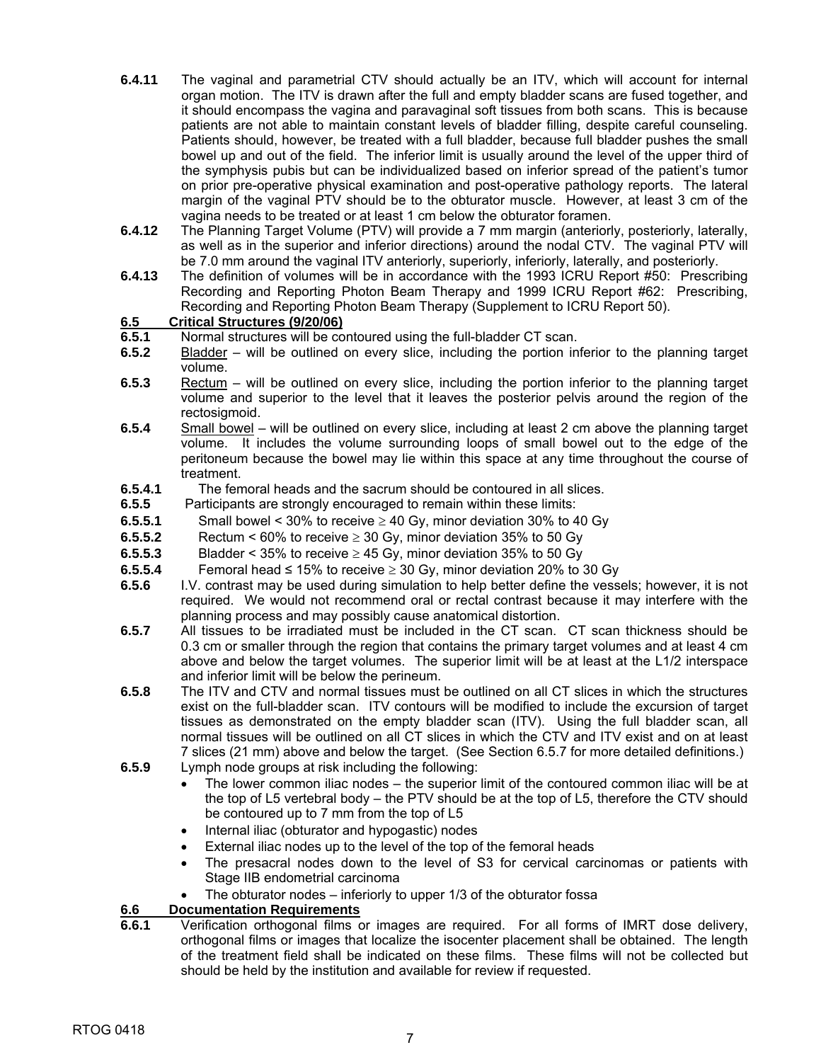**6.4.11** The vaginal and parametrial CTV should actually be an ITV, which will account for internal organ motion. The ITV is drawn after the full and empty bladder scans are fused together, and it should encompass the vagina and paravaginal soft tissues from both scans. This is because patients are not able to maintain constant levels of bladder filling, despite careful counseling. Patients should, however, be treated with a full bladder, because full bladder pushes the small bowel up and out of the field. The inferior limit is usually around the level of the upper third of the symphysis pubis but can be individualized based on inferior spread of the patient's tumor on prior pre-operative physical examination and post-operative pathology reports. The lateral margin of the vaginal PTV should be to the obturator muscle. However, at least 3 cm of the vagina needs to be treated or at least 1 cm below the obturator foramen.

**6.4.12** The Planning Target Volume (PTV) will provide a 7 mm margin (anteriorly, posteriorly, laterally, as well as in the superior and inferior directions) around the nodal CTV. The vaginal PTV will be 7.0 mm around the vaginal ITV anteriorly, superiorly, inferiorly, laterally, and posteriorly.

**6.4.13** The definition of volumes will be in accordance with the 1993 ICRU Report #50: Prescribing Recording and Reporting Photon Beam Therapy and 1999 ICRU Report #62: Prescribing, Recording and Reporting Photon Beam Therapy (Supplement to ICRU Report 50).

## 6.5 Critical Structures (9/20/06)

**6.5.1** Normal structures will be contoured using the full-bladder CT scan.

**6.5.2** Bladder – will be outlined on every slice, including the portion inferior to the planning target volume.

**6.5.3** Rectum – will be outlined on every slice, including the portion inferior to the planning target volume and superior to the level that it leaves the posterior pelvis around the region of the rectosigmoid.

**6.5.4** Small bowel – will be outlined on every slice, including at least 2 cm above the planning target volume. It includes the volume surrounding loops of small bowel out to the edge of the peritoneum because the bowel may lie within this space at any time throughout the course of treatment.

**6.5.4.1** The femoral heads and the sacrum should be contoured in all slices.

**6.5.5** Participants are strongly encouraged to remain within these limits:

**6.5.5.1** Small bowel < 30% to receive ≥ 40 Gy, minor deviation 30% to 40 Gy

**6.5.5.2** Rectum < 60% to receive ≥ 30 Gy, minor deviation 35% to 50 Gy

**6.5.5.3** Bladder < 35% to receive ≥ 45 Gy, minor deviation 35% to 50 Gy

**6.5.5.4** Femoral head ≤ 15% to receive ≥ 30 Gy, minor deviation 20% to 30 Gy

**6.5.6** I.V. contrast may be used during simulation to help better define the vessels; however, it is not required. We would not recommend oral or rectal contrast because it may interfere with the planning process and may possibly cause anatomical distortion.

**6.5.7** All tissues to be irradiated must be included in the CT scan. CT scan thickness should be 0.3 cm or smaller through the region that contains the primary target volumes and at least 4 cm above and below the target volumes. The superior limit will be at least at the L1/2 interspace and inferior limit will be below the perineum.

**6.5.8** The ITV and CTV and normal tissues must be outlined on all CT slices in which the structures exist on the full-bladder scan. ITV contours will be modified to include the excursion of target tissues as demonstrated on the empty bladder scan (ITV). Using the full bladder scan, all normal tissues will be outlined on all CT slices in which the CTV and ITV exist and on at least 7 slices (21 mm) above and below the target. (See Section 6.5.7 for more detailed definitions.)

**6.5.9** Lymph node groups at risk including the following:

- The lower common iliac nodes – the superior limit of the contoured common iliac will be at the top of L5 vertebral body – the PTV should be at the top of L5, therefore the CTV should be contoured up to 7 mm from the top of L5
- Internal iliac (obturator and hypogastic) nodes
- External iliac nodes up to the level of the top of the femoral heads
- The presacral nodes down to the level of S3 for cervical carcinomas or patients with Stage IIB endometrial carcinoma
- The obturator nodes – inferiorly to upper 1/3 of the obturator fossa

## 6.6 Documentation Requirements

**6.6.1** Verification orthogonal films or images are required. For all forms of IMRT dose delivery, orthogonal films or images that localize the isocenter placement shall be obtained. The length of the treatment field shall be indicated on these films. These films will not be collected but should be held by the institution and available for review if requested.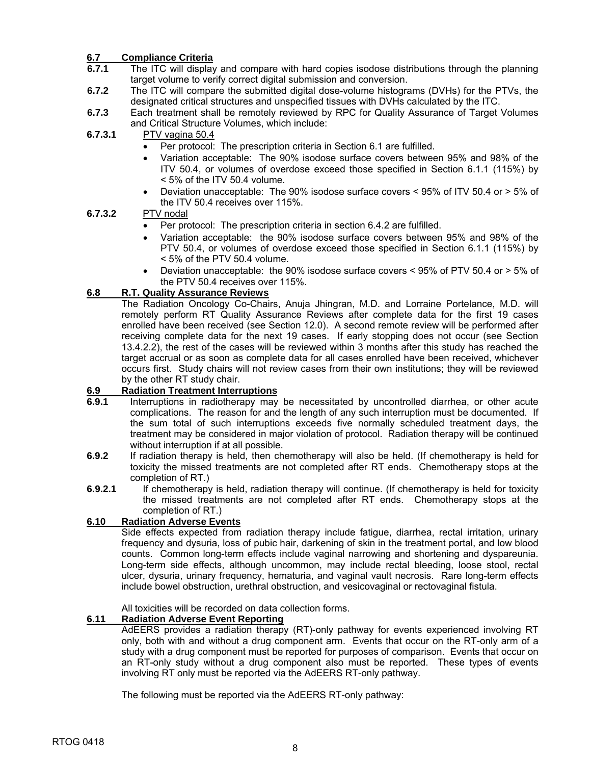## 6.7 Compliance Criteria

**6.7.1** The ITC will display and compare with hard copies isodose distributions through the planning target volume to verify correct digital submission and conversion.

**6.7.2** The ITC will compare the submitted digital dose-volume histograms (DVHs) for the PTVs, the designated critical structures and unspecified tissues with DVHs calculated by the ITC.

**6.7.3** Each treatment shall be remotely reviewed by RPC for Quality Assurance of Target Volumes and Critical Structure Volumes, which include:

**6.7.3.1** PTV vagina 50.4

- Per protocol: The prescription criteria in Section 6.1 are fulfilled.
- Variation acceptable: The 90% isodose surface covers between 95% and 98% of the ITV 50.4, or volumes of overdose exceed those specified in Section 6.1.1 (115%) by < 5% of the ITV 50.4 volume.
- Deviation unacceptable: The 90% isodose surface covers < 95% of ITV 50.4 or > 5% of the ITV 50.4 receives over 115%.

**6.7.3.2** PTV nodal

- Per protocol: The prescription criteria in section 6.4.2 are fulfilled.
- Variation acceptable: the 90% isodose surface covers between 95% and 98% of the PTV 50.4, or volumes of overdose exceed those specified in Section 6.1.1 (115%) by < 5% of the PTV 50.4 volume.
- Deviation unacceptable: the 90% isodose surface covers < 95% of PTV 50.4 or > 5% of the PTV 50.4 receives over 115%.

## 6.8 R.T. Quality Assurance Reviews

The Radiation Oncology Co-Chairs, Anuja Jhingran, M.D. and Lorraine Portelance, M.D. will remotely perform RT Quality Assurance Reviews after complete data for the first 19 cases enrolled have been received (see Section 12.0). A second remote review will be performed after receiving complete data for the next 19 cases. If early stopping does not occur (see Section 13.4.2.2), the rest of the cases will be reviewed within 3 months after this study has reached the target accrual or as soon as complete data for all cases enrolled have been received, whichever occurs first. Study chairs will not review cases from their own institutions; they will be reviewed by the other RT study chair.

## 6.9 Radiation Treatment Interruptions

**6.9.1** Interruptions in radiotherapy may be necessitated by uncontrolled diarrhea, or other acute complications. The reason for and the length of any such interruption must be documented. If the sum total of such interruptions exceeds five normally scheduled treatment days, the treatment may be considered in major violation of protocol. Radiation therapy will be continued without interruption if at all possible.

**6.9.2** If radiation therapy is held, then chemotherapy will also be held. (If chemotherapy is held for toxicity the missed treatments are not completed after RT ends. Chemotherapy stops at the completion of RT.)

**6.9.2.1** If chemotherapy is held, radiation therapy will continue. (If chemotherapy is held for toxicity the missed treatments are not completed after RT ends. Chemotherapy stops at the completion of RT.)

## 6.10 Radiation Adverse Events

Side effects expected from radiation therapy include fatigue, diarrhea, rectal irritation, urinary frequency and dysuria, loss of pubic hair, darkening of skin in the treatment portal, and low blood counts. Common long-term effects include vaginal narrowing and shortening and dyspareunia. Long-term side effects, although uncommon, may include rectal bleeding, loose stool, rectal ulcer, dysuria, urinary frequency, hematuria, and vaginal vault necrosis. Rare long-term effects include bowel obstruction, urethral obstruction, and vesicovaginal or rectovaginal fistula.

All toxicities will be recorded on data collection forms.

## 6.11 Radiation Adverse Event Reporting

AdEERS provides a radiation therapy (RT)-only pathway for events experienced involving RT only, both with and without a drug component arm. Events that occur on the RT-only arm of a study with a drug component must be reported for purposes of comparison. Events that occur on an RT-only study without a drug component also must be reported. These types of events involving RT only must be reported via the AdEERS RT-only pathway.

The following must be reported via the AdEERS RT-only pathway: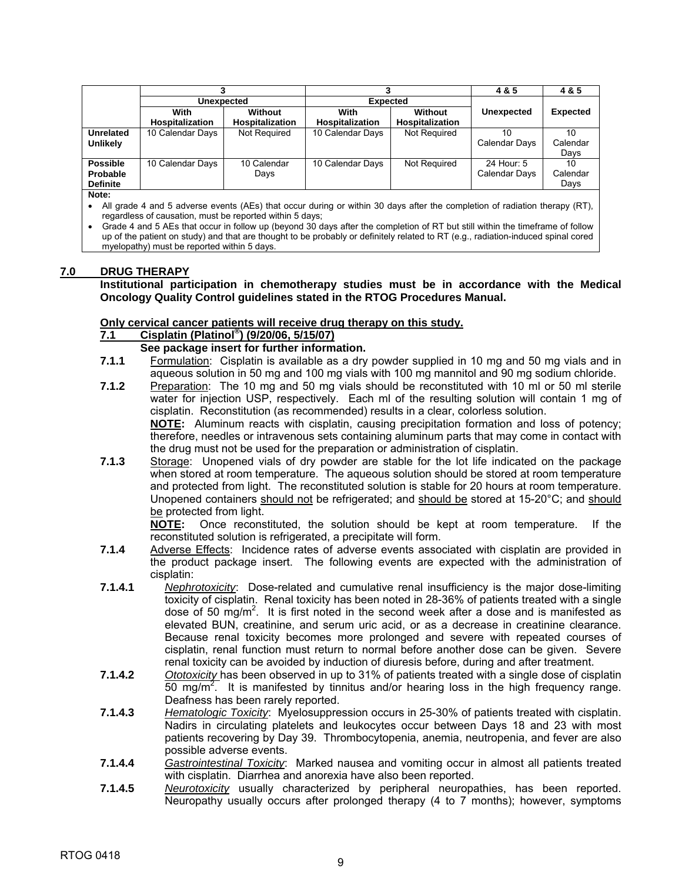| | 3 | | 3 | | 4 & 5 | 4 & 5 |
|---|---|---|---|---|---|---|
| | Unexpected | | Expected | | | |
| | With Hospitalization | Without Hospitalization | With Hospitalization | Without Hospitalization | Unexpected | Expected |
| **Unrelated Unlikely** | 10 Calendar Days | Not Required | 10 Calendar Days | Not Required | 10 Calendar Days | 10 Calendar Days |
| **Possible Probable Definite** | 10 Calendar Days | 10 Calendar Days | 10 Calendar Days | Not Required | 24 Hour: 5 Calendar Days | 10 Calendar Days |

**Note:**

- All grade 4 and 5 adverse events (AEs) that occur during or within 30 days after the completion of radiation therapy (RT), regardless of causation, must be reported within 5 days;
- Grade 4 and 5 AEs that occur in follow up (beyond 30 days after the completion of RT but still within the timeframe of follow up of the patient on study) and that are thought to be probably or definitely related to RT (e.g., radiation-induced spinal cored myelopathy) must be reported within 5 days.

## 7.0 DRUG THERAPY

**Institutional participation in chemotherapy studies must be in accordance with the Medical Oncology Quality Control guidelines stated in the RTOG Procedures Manual.**

**Only cervical cancer patients will receive drug therapy on this study.**

### 7.1 Cisplatin (Platinol®) (9/20/06, 5/15/07)

**See package insert for further information.**

**7.1.1** Formulation: Cisplatin is available as a dry powder supplied in 10 mg and 50 mg vials and in aqueous solution in 50 mg and 100 mg vials with 100 mg mannitol and 90 mg sodium chloride.

**7.1.2** Preparation: The 10 mg and 50 mg vials should be reconstituted with 10 ml or 50 ml sterile water for injection USP, respectively. Each ml of the resulting solution will contain 1 mg of cisplatin. Reconstitution (as recommended) results in a clear, colorless solution.

**NOTE:** Aluminum reacts with cisplatin, causing precipitation formation and loss of potency; therefore, needles or intravenous sets containing aluminum parts that may come in contact with the drug must not be used for the preparation or administration of cisplatin.

**7.1.3** Storage: Unopened vials of dry powder are stable for the lot life indicated on the package when stored at room temperature. The aqueous solution should be stored at room temperature and protected from light. The reconstituted solution is stable for 20 hours at room temperature. Unopened containers should not be refrigerated; and should be stored at 15-20°C; and should be protected from light.

**NOTE:** Once reconstituted, the solution should be kept at room temperature. If the reconstituted solution is refrigerated, a precipitate will form.

**7.1.4** Adverse Effects: Incidence rates of adverse events associated with cisplatin are provided in the product package insert. The following events are expected with the administration of cisplatin:

**7.1.4.1** *Nephrotoxicity*: Dose-related and cumulative renal insufficiency is the major dose-limiting toxicity of cisplatin. Renal toxicity has been noted in 28-36% of patients treated with a single dose of 50 mg/m$^2$. It is first noted in the second week after a dose and is manifested as elevated BUN, creatinine, and serum uric acid, or as a decrease in creatinine clearance. Because renal toxicity becomes more prolonged and severe with repeated courses of cisplatin, renal function must return to normal before another dose can be given. Severe renal toxicity can be avoided by induction of diuresis before, during and after treatment.

**7.1.4.2** *Ototoxicity* has been observed in up to 31% of patients treated with a single dose of cisplatin 50 mg/m$^2$. It is manifested by tinnitus and/or hearing loss in the high frequency range. Deafness has been rarely reported.

**7.1.4.3** *Hematologic Toxicity*: Myelosuppression occurs in 25-30% of patients treated with cisplatin. Nadirs in circulating platelets and leukocytes occur between Days 18 and 23 with most patients recovering by Day 39. Thrombocytopenia, anemia, neutropenia, and fever are also possible adverse events.

**7.1.4.4** *Gastrointestinal Toxicity*: Marked nausea and vomiting occur in almost all patients treated with cisplatin. Diarrhea and anorexia have also been reported.

**7.1.4.5** *Neurotoxicity* usually characterized by peripheral neuropathies, has been reported. Neuropathy usually occurs after prolonged therapy (4 to 7 months); however, symptoms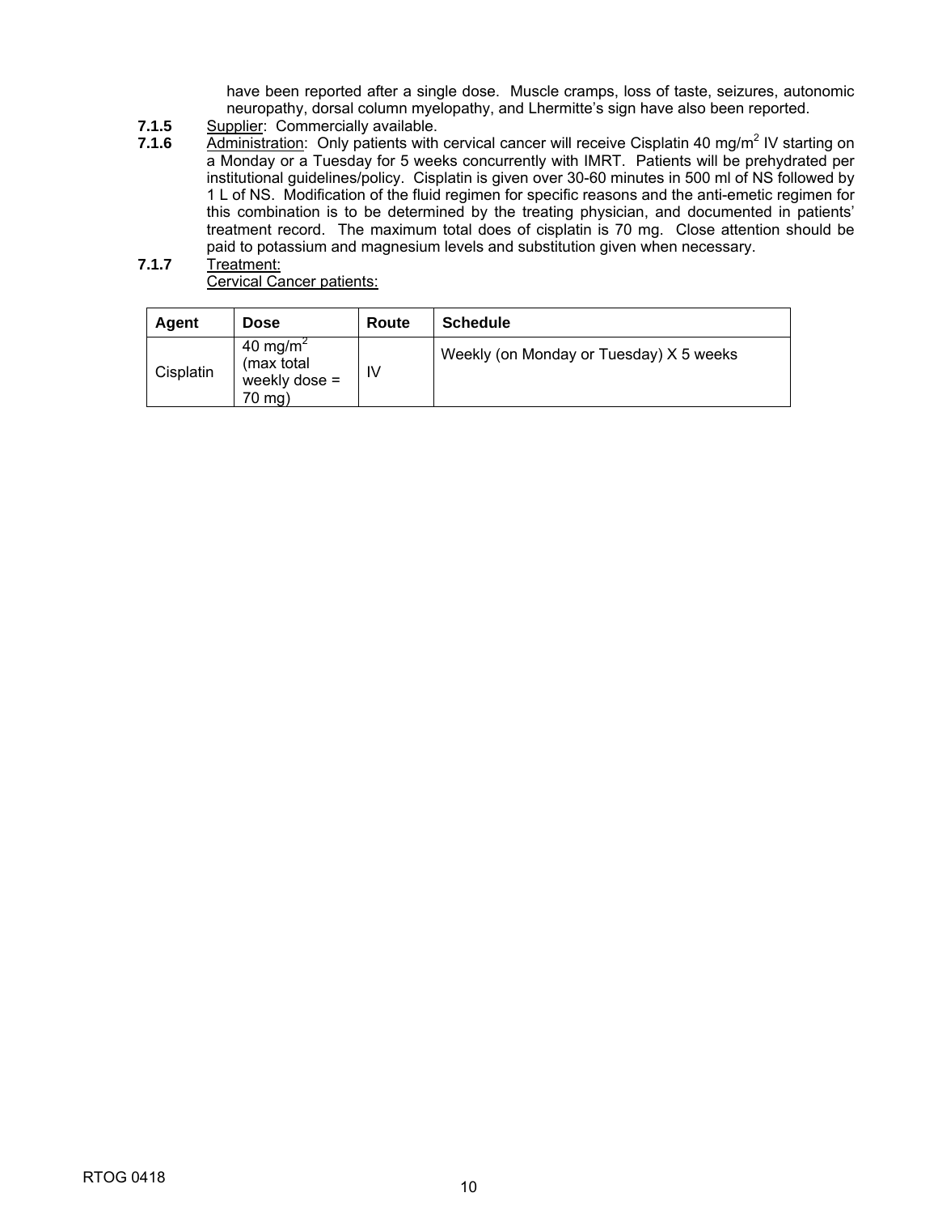have been reported after a single dose. Muscle cramps, loss of taste, seizures, autonomic neuropathy, dorsal column myelopathy, and Lhermitte's sign have also been reported.

**7.1.5** Supplier: Commercially available.

**7.1.6** Administration: Only patients with cervical cancer will receive Cisplatin 40 mg/m$^2$ IV starting on a Monday or a Tuesday for 5 weeks concurrently with IMRT. Patients will be prehydrated per institutional guidelines/policy. Cisplatin is given over 30-60 minutes in 500 ml of NS followed by 1 L of NS. Modification of the fluid regimen for specific reasons and the anti-emetic regimen for this combination is to be determined by the treating physician, and documented in patients' treatment record. The maximum total does of cisplatin is 70 mg. Close attention should be paid to potassium and magnesium levels and substitution given when necessary.

**7.1.7** Treatment:
Cervical Cancer patients:

| Agent | Dose | Route | Schedule |
|---|---|---|---|
| Cisplatin | 40 mg/m$^2$ (max total weekly dose = 70 mg) | IV | Weekly (on Monday or Tuesday) X 5 weeks |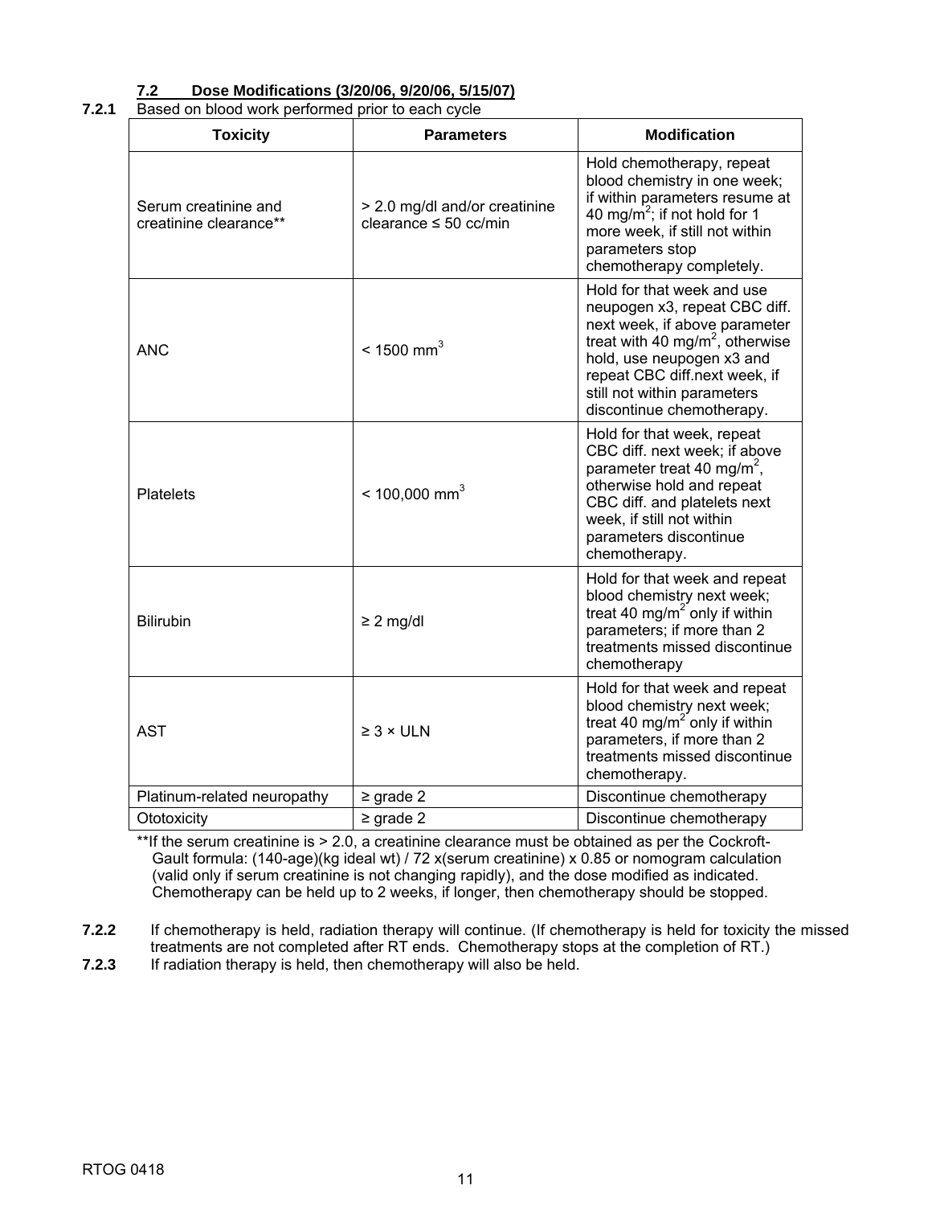### 7.2 Dose Modifications (3/20/06, 9/20/06, 5/15/07)

**7.2.1** Based on blood work performed prior to each cycle

| Toxicity | Parameters | Modification |
|---|---|---|
| Serum creatinine and creatinine clearance** | > 2.0 mg/dl and/or creatinine clearance ≤ 50 cc/min | Hold chemotherapy, repeat blood chemistry in one week; if within parameters resume at 40 mg/m$^2$; if not hold for 1 more week, if still not within parameters stop chemotherapy completely. |
| ANC | < 1500 mm$^3$ | Hold for that week and use neupogen x3, repeat CBC diff. next week, if above parameter treat with 40 mg/m$^2$, otherwise hold, use neupogen x3 and repeat CBC diff.next week, if still not within parameters discontinue chemotherapy. |
| Platelets | < 100,000 mm$^3$ | Hold for that week, repeat CBC diff. next week; if above parameter treat 40 mg/m$^2$, otherwise hold and repeat CBC diff. and platelets next week, if still not within parameters discontinue chemotherapy. |
| Bilirubin | ≥ 2 mg/dl | Hold for that week and repeat blood chemistry next week; treat 40 mg/m$^2$ only if within parameters; if more than 2 treatments missed discontinue chemotherapy |
| AST | ≥ 3 × ULN | Hold for that week and repeat blood chemistry next week; treat 40 mg/m$^2$ only if within parameters, if more than 2 treatments missed discontinue chemotherapy. |
| Platinum-related neuropathy | ≥ grade 2 | Discontinue chemotherapy |
| Ototoxicity | ≥ grade 2 | Discontinue chemotherapy |

**If the serum creatinine is > 2.0, a creatinine clearance must be obtained as per the Cockroft-Gault formula: (140-age)(kg ideal wt) / 72 x(serum creatinine) x 0.85 or nomogram calculation (valid only if serum creatinine is not changing rapidly), and the dose modified as indicated. Chemotherapy can be held up to 2 weeks, if longer, then chemotherapy should be stopped.

**7.2.2** If chemotherapy is held, radiation therapy will continue. (If chemotherapy is held for toxicity the missed treatments are not completed after RT ends. Chemotherapy stops at the completion of RT.)

**7.2.3** If radiation therapy is held, then chemotherapy will also be held.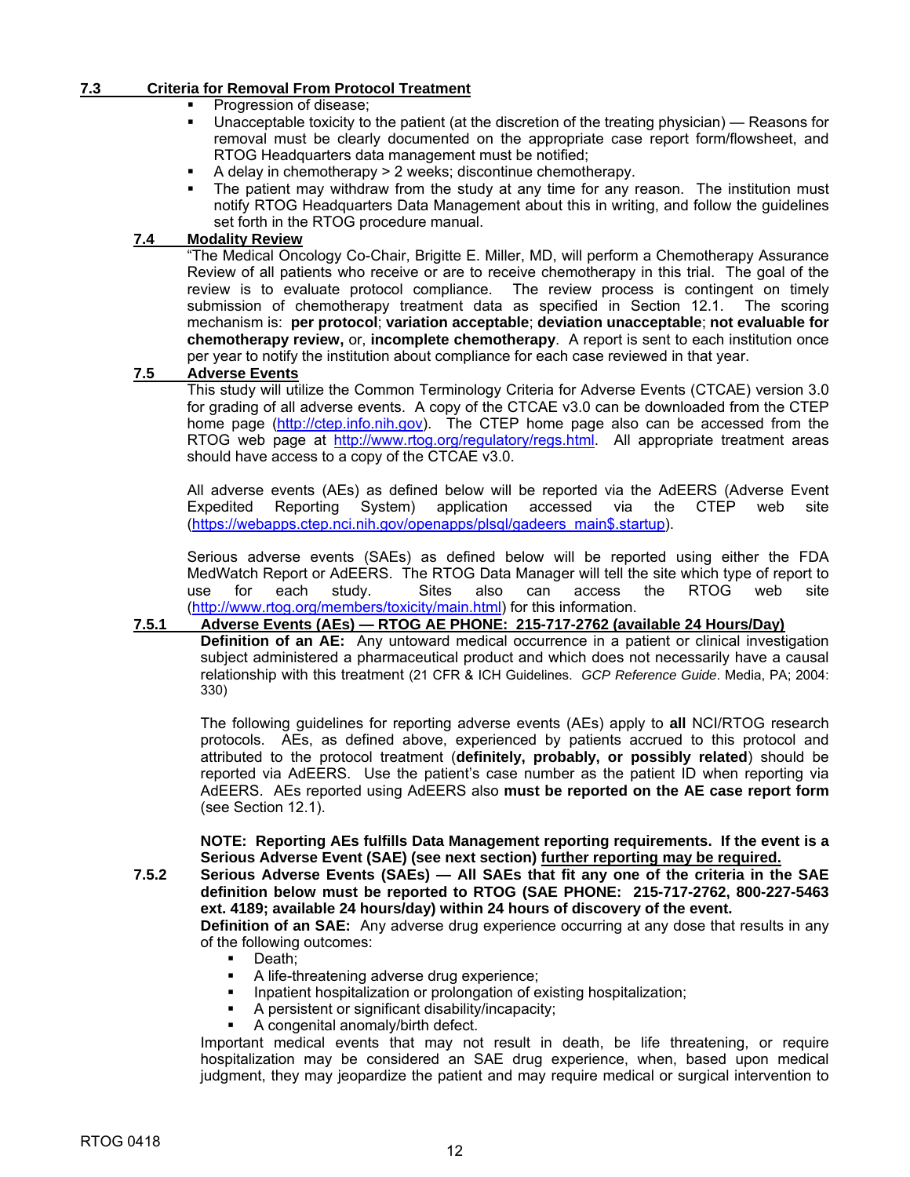### 7.3 Criteria for Removal From Protocol Treatment

- Progression of disease;
- Unacceptable toxicity to the patient (at the discretion of the treating physician) — Reasons for removal must be clearly documented on the appropriate case report form/flowsheet, and RTOG Headquarters data management must be notified;
- A delay in chemotherapy > 2 weeks; discontinue chemotherapy.
- The patient may withdraw from the study at any time for any reason. The institution must notify RTOG Headquarters Data Management about this in writing, and follow the guidelines set forth in the RTOG procedure manual.

### 7.4 Modality Review

"The Medical Oncology Co-Chair, Brigitte E. Miller, MD, will perform a Chemotherapy Assurance Review of all patients who receive or are to receive chemotherapy in this trial. The goal of the review is to evaluate protocol compliance. The review process is contingent on timely submission of chemotherapy treatment data as specified in Section 12.1. The scoring mechanism is: **per protocol**; **variation acceptable**; **deviation unacceptable**; **not evaluable for chemotherapy review,** or, **incomplete chemotherapy**. A report is sent to each institution once per year to notify the institution about compliance for each case reviewed in that year.

### 7.5 Adverse Events

This study will utilize the Common Terminology Criteria for Adverse Events (CTCAE) version 3.0 for grading of all adverse events. A copy of the CTCAE v3.0 can be downloaded from the CTEP home page (http://ctep.info.nih.gov). The CTEP home page also can be accessed from the RTOG web page at http://www.rtog.org/regulatory/regs.html. All appropriate treatment areas should have access to a copy of the CTCAE v3.0.

All adverse events (AEs) as defined below will be reported via the AdEERS (Adverse Event Expedited Reporting System) application accessed via the CTEP web site (https://webapps.ctep.nci.nih.gov/openapps/plsql/gadeers_main$.startup).

Serious adverse events (SAEs) as defined below will be reported using either the FDA MedWatch Report or AdEERS. The RTOG Data Manager will tell the site which type of report to use for each study. Sites also can access the RTOG web site (http://www.rtog.org/members/toxicity/main.html) for this information.

#### 7.5.1 Adverse Events (AEs) — RTOG AE PHONE: 215-717-2762 (available 24 Hours/Day)

**Definition of an AE:** Any untoward medical occurrence in a patient or clinical investigation subject administered a pharmaceutical product and which does not necessarily have a causal relationship with this treatment (21 CFR & ICH Guidelines. *GCP Reference Guide*. Media, PA; 2004: 330)

The following guidelines for reporting adverse events (AEs) apply to **all** NCI/RTOG research protocols. AEs, as defined above, experienced by patients accrued to this protocol and attributed to the protocol treatment (**definitely, probably, or possibly related**) should be reported via AdEERS. Use the patient's case number as the patient ID when reporting via AdEERS. AEs reported using AdEERS also **must be reported on the AE case report form** (see Section 12.1).

**NOTE: Reporting AEs fulfills Data Management reporting requirements. If the event is a Serious Adverse Event (SAE) (see next section) <u>further reporting may be required.</u>**

#### 7.5.2 Serious Adverse Events (SAEs) — All SAEs that fit any one of the criteria in the SAE definition below must be reported to RTOG (SAE PHONE: 215-717-2762, 800-227-5463 ext. 4189; available 24 hours/day) within 24 hours of discovery of the event.

**Definition of an SAE:** Any adverse drug experience occurring at any dose that results in any of the following outcomes:

- Death;
- A life-threatening adverse drug experience;
- Inpatient hospitalization or prolongation of existing hospitalization;
- A persistent or significant disability/incapacity;
- A congenital anomaly/birth defect.

Important medical events that may not result in death, be life threatening, or require hospitalization may be considered an SAE drug experience, when, based upon medical judgment, they may jeopardize the patient and may require medical or surgical intervention to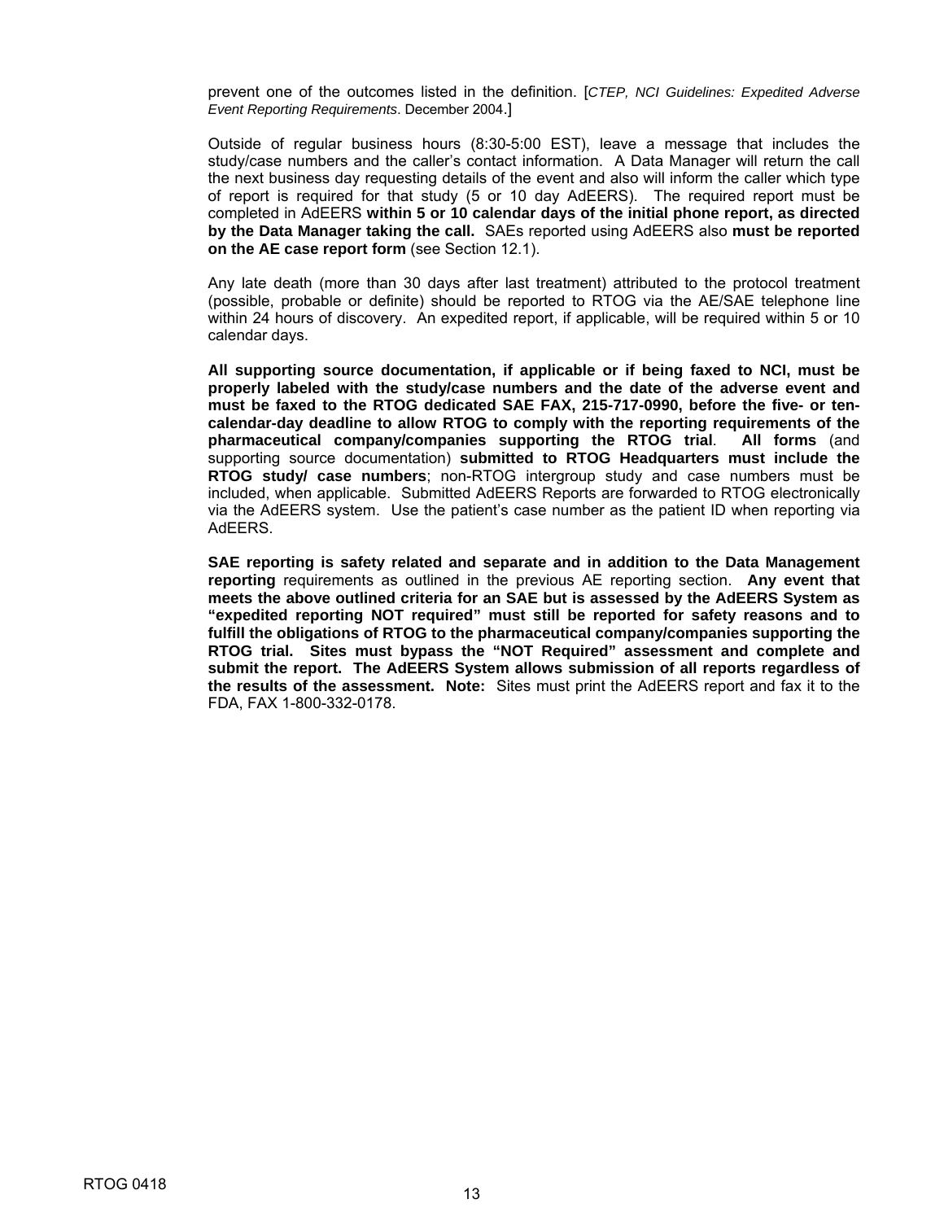prevent one of the outcomes listed in the definition. [*CTEP, NCI Guidelines: Expedited Adverse Event Reporting Requirements*. December 2004.]

Outside of regular business hours (8:30-5:00 EST), leave a message that includes the study/case numbers and the caller's contact information. A Data Manager will return the call the next business day requesting details of the event and also will inform the caller which type of report is required for that study (5 or 10 day AdEERS). The required report must be completed in AdEERS **within 5 or 10 calendar days of the initial phone report, as directed by the Data Manager taking the call.** SAEs reported using AdEERS also **must be reported on the AE case report form** (see Section 12.1).

Any late death (more than 30 days after last treatment) attributed to the protocol treatment (possible, probable or definite) should be reported to RTOG via the AE/SAE telephone line within 24 hours of discovery. An expedited report, if applicable, will be required within 5 or 10 calendar days.

**All supporting source documentation, if applicable or if being faxed to NCI, must be properly labeled with the study/case numbers and the date of the adverse event and must be faxed to the RTOG dedicated SAE FAX, 215-717-0990, before the five- or ten-calendar-day deadline to allow RTOG to comply with the reporting requirements of the pharmaceutical company/companies supporting the RTOG trial**. **All forms** (and supporting source documentation) **submitted to RTOG Headquarters must include the RTOG study/ case numbers**; non-RTOG intergroup study and case numbers must be included, when applicable. Submitted AdEERS Reports are forwarded to RTOG electronically via the AdEERS system. Use the patient's case number as the patient ID when reporting via AdEERS.

**SAE reporting is safety related and separate and in addition to the Data Management reporting** requirements as outlined in the previous AE reporting section. **Any event that meets the above outlined criteria for an SAE but is assessed by the AdEERS System as "expedited reporting NOT required" must still be reported for safety reasons and to fulfill the obligations of RTOG to the pharmaceutical company/companies supporting the RTOG trial. Sites must bypass the "NOT Required" assessment and complete and submit the report. The AdEERS System allows submission of all reports regardless of the results of the assessment. Note:** Sites must print the AdEERS report and fax it to the FDA, FAX 1-800-332-0178.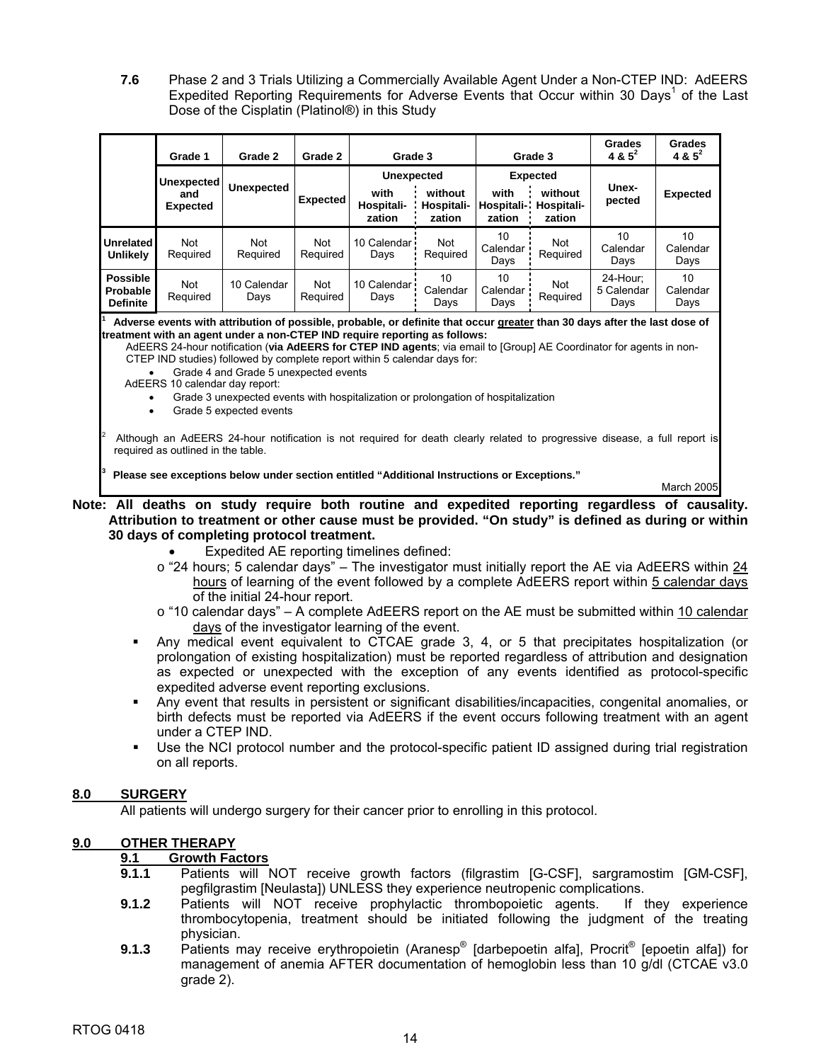**7.6** Phase 2 and 3 Trials Utilizing a Commercially Available Agent Under a Non-CTEP IND: AdEERS Expedited Reporting Requirements for Adverse Events that Occur within 30 Days[1] of the Last Dose of the Cisplatin (Platinol®) in this Study

| | Grade 1 | Grade 2 | Grade 2 | Grade 3 | | Grade 3 | | Grades 4 & 5[2] | Grades 4 & 5[2] |
|---|---|---|---|---|---|---|---|---|---|
| | Unexpected and Expected | Unexpected | Expected | Unexpected | | Expected | | Unex-pected | Expected |
| | | | | with Hospitali-zation | without Hospitali-zation | with Hospitali-zation | without Hospitali-zation | | |
| **Unrelated Unlikely** | Not Required | Not Required | Not Required | 10 Calendar Days | Not Required | 10 Calendar Days | Not Required | 10 Calendar Days | 10 Calendar Days |
| **Possible Probable Definite** | Not Required | 10 Calendar Days | Not Required | 10 Calendar Days | 10 Calendar Days | 10 Calendar Days | Not Required | 24-Hour; 5 Calendar Days | 10 Calendar Days |

[1] **Adverse events with attribution of possible, probable, or definite that occur greater than 30 days after the last dose of treatment with an agent under a non-CTEP IND require reporting as follows:**

AdEERS 24-hour notification (**via AdEERS for CTEP IND agents**; via email to [Group] AE Coordinator for agents in non-CTEP IND studies) followed by complete report within 5 calendar days for:

- Grade 4 and Grade 5 unexpected events

AdEERS 10 calendar day report:

- Grade 3 unexpected events with hospitalization or prolongation of hospitalization
- Grade 5 expected events

[2] Although an AdEERS 24-hour notification is not required for death clearly related to progressive disease, a full report is required as outlined in the table.

[3] **Please see exceptions below under section entitled "Additional Instructions or Exceptions."**

March 2005

**Note: All deaths on study require both routine and expedited reporting regardless of causality. Attribution to treatment or other cause must be provided. "On study" is defined as during or within 30 days of completing protocol treatment.**

- Expedited AE reporting timelines defined:
  - o "24 hours; 5 calendar days" – The investigator must initially report the AE via AdEERS within 24 hours of learning of the event followed by a complete AdEERS report within 5 calendar days of the initial 24-hour report.
  - o "10 calendar days" – A complete AdEERS report on the AE must be submitted within 10 calendar days of the investigator learning of the event.
- Any medical event equivalent to CTCAE grade 3, 4, or 5 that precipitates hospitalization (or prolongation of existing hospitalization) must be reported regardless of attribution and designation as expected or unexpected with the exception of any events identified as protocol-specific expedited adverse event reporting exclusions.
- Any event that results in persistent or significant disabilities/incapacities, congenital anomalies, or birth defects must be reported via AdEERS if the event occurs following treatment with an agent under a CTEP IND.
- Use the NCI protocol number and the protocol-specific patient ID assigned during trial registration on all reports.

## 8.0 SURGERY

All patients will undergo surgery for their cancer prior to enrolling in this protocol.

## 9.0 OTHER THERAPY

### 9.1 Growth Factors

**9.1.1** Patients will NOT receive growth factors (filgrastim [G-CSF], sargramostim [GM-CSF], pegfilgrastim [Neulasta]) UNLESS they experience neutropenic complications.

**9.1.2** Patients will NOT receive prophylactic thrombopoietic agents. If they experience thrombocytopenia, treatment should be initiated following the judgment of the treating physician.

**9.1.3** Patients may receive erythropoietin (Aranesp® [darbepoetin alfa], Procrit® [epoetin alfa]) for management of anemia AFTER documentation of hemoglobin less than 10 g/dl (CTCAE v3.0 grade 2).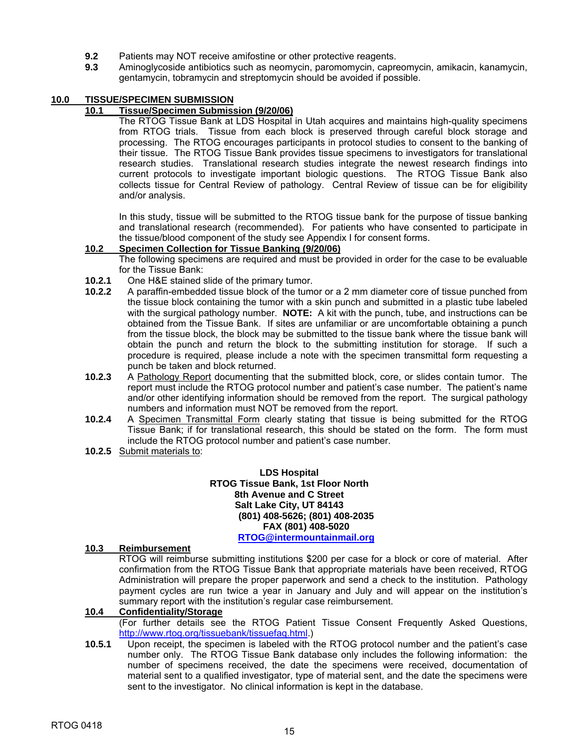**9.2** Patients may NOT receive amifostine or other protective reagents.

**9.3** Aminoglycoside antibiotics such as neomycin, paromomycin, capreomycin, amikacin, kanamycin, gentamycin, tobramycin and streptomycin should be avoided if possible.

## 10.0 TISSUE/SPECIMEN SUBMISSION

### 10.1 Tissue/Specimen Submission (9/20/06)

The RTOG Tissue Bank at LDS Hospital in Utah acquires and maintains high-quality specimens from RTOG trials. Tissue from each block is preserved through careful block storage and processing. The RTOG encourages participants in protocol studies to consent to the banking of their tissue. The RTOG Tissue Bank provides tissue specimens to investigators for translational research studies. Translational research studies integrate the newest research findings into current protocols to investigate important biologic questions. The RTOG Tissue Bank also collects tissue for Central Review of pathology. Central Review of tissue can be for eligibility and/or analysis.

In this study, tissue will be submitted to the RTOG tissue bank for the purpose of tissue banking and translational research (recommended). For patients who have consented to participate in the tissue/blood component of the study see Appendix I for consent forms.

### 10.2 Specimen Collection for Tissue Banking (9/20/06)

The following specimens are required and must be provided in order for the case to be evaluable for the Tissue Bank:

**10.2.1** One H&E stained slide of the primary tumor.

**10.2.2** A paraffin-embedded tissue block of the tumor or a 2 mm diameter core of tissue punched from the tissue block containing the tumor with a skin punch and submitted in a plastic tube labeled with the surgical pathology number. **NOTE:** A kit with the punch, tube, and instructions can be obtained from the Tissue Bank. If sites are unfamiliar or are uncomfortable obtaining a punch from the tissue block, the block may be submitted to the tissue bank where the tissue bank will obtain the punch and return the block to the submitting institution for storage. If such a procedure is required, please include a note with the specimen transmittal form requesting a punch be taken and block returned.

**10.2.3** A Pathology Report documenting that the submitted block, core, or slides contain tumor. The report must include the RTOG protocol number and patient's case number. The patient's name and/or other identifying information should be removed from the report. The surgical pathology numbers and information must NOT be removed from the report.

**10.2.4** A Specimen Transmittal Form clearly stating that tissue is being submitted for the RTOG Tissue Bank; if for translational research, this should be stated on the form. The form must include the RTOG protocol number and patient's case number.

**10.2.5** Submit materials to:

**LDS Hospital**
**RTOG Tissue Bank, 1st Floor North**
**8th Avenue and C Street**
**Salt Lake City, UT 84143**
**(801) 408-5626; (801) 408-2035**
**FAX (801) 408-5020**
**RTOG@intermountainmail.org**

### 10.3 Reimbursement

RTOG will reimburse submitting institutions $200 per case for a block or core of material. After confirmation from the RTOG Tissue Bank that appropriate materials have been received, RTOG Administration will prepare the proper paperwork and send a check to the institution. Pathology payment cycles are run twice a year in January and July and will appear on the institution's summary report with the institution's regular case reimbursement.

### 10.4 Confidentiality/Storage

(For further details see the RTOG Patient Tissue Consent Frequently Asked Questions, http://www.rtog.org/tissuebank/tissuefaq.html.)

**10.5.1** Upon receipt, the specimen is labeled with the RTOG protocol number and the patient's case number only. The RTOG Tissue Bank database only includes the following information: the number of specimens received, the date the specimens were received, documentation of material sent to a qualified investigator, type of material sent, and the date the specimens were sent to the investigator. No clinical information is kept in the database.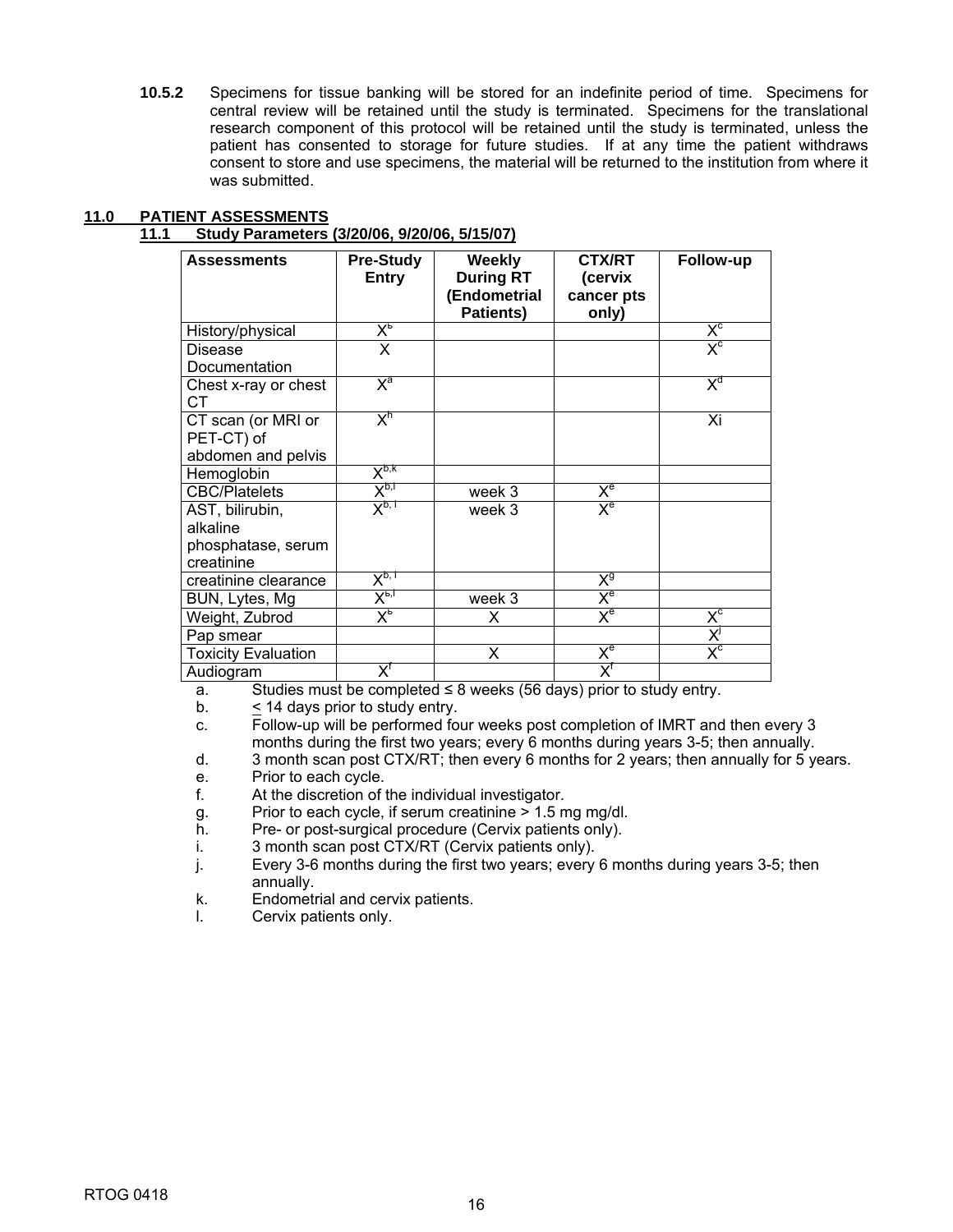**10.5.2** Specimens for tissue banking will be stored for an indefinite period of time. Specimens for central review will be retained until the study is terminated. Specimens for the translational research component of this protocol will be retained until the study is terminated, unless the patient has consented to storage for future studies. If at any time the patient withdraws consent to store and use specimens, the material will be returned to the institution from where it was submitted.

## 11.0 PATIENT ASSESSMENTS

### 11.1 Study Parameters (3/20/06, 9/20/06, 5/15/07)

| Assessments | Pre-Study Entry | Weekly During RT (Endometrial Patients) | CTX/RT (cervix cancer pts only) | Follow-up |
|---|---|---|---|---|
| History/physical | X[b] | | | X[c] |
| Disease Documentation | X | | | X[c] |
| Chest x-ray or chest CT | X[a] | | | X[d] |
| CT scan (or MRI or PET-CT) of abdomen and pelvis | X[h] | | | Xi |
| Hemoglobin | X[b,k] | | | |
| CBC/Platelets | X[b,l] | week 3 | X[e] | |
| AST, bilirubin, alkaline phosphatase, serum creatinine | X[b, l] | week 3 | X[e] | |
| creatinine clearance | X[b, l] | | X[g] | |
| BUN, Lytes, Mg | X[b,l] | week 3 | X[e] | |
| Weight, Zubrod | X[b] | X | X[e] | X[c] |
| Pap smear | | | | X[j] |
| Toxicity Evaluation | | X | X[e] | X[c] |
| Audiogram | X[f] | | X[f] | |

a. Studies must be completed ≤ 8 weeks (56 days) prior to study entry.
b. ≤ 14 days prior to study entry.
c. Follow-up will be performed four weeks post completion of IMRT and then every 3 months during the first two years; every 6 months during years 3-5; then annually.
d. 3 month scan post CTX/RT; then every 6 months for 2 years; then annually for 5 years.
e. Prior to each cycle.
f. At the discretion of the individual investigator.
g. Prior to each cycle, if serum creatinine > 1.5 mg mg/dl.
h. Pre- or post-surgical procedure (Cervix patients only).
i. 3 month scan post CTX/RT (Cervix patients only).
j. Every 3-6 months during the first two years; every 6 months during years 3-5; then annually.
k. Endometrial and cervix patients.
l. Cervix patients only.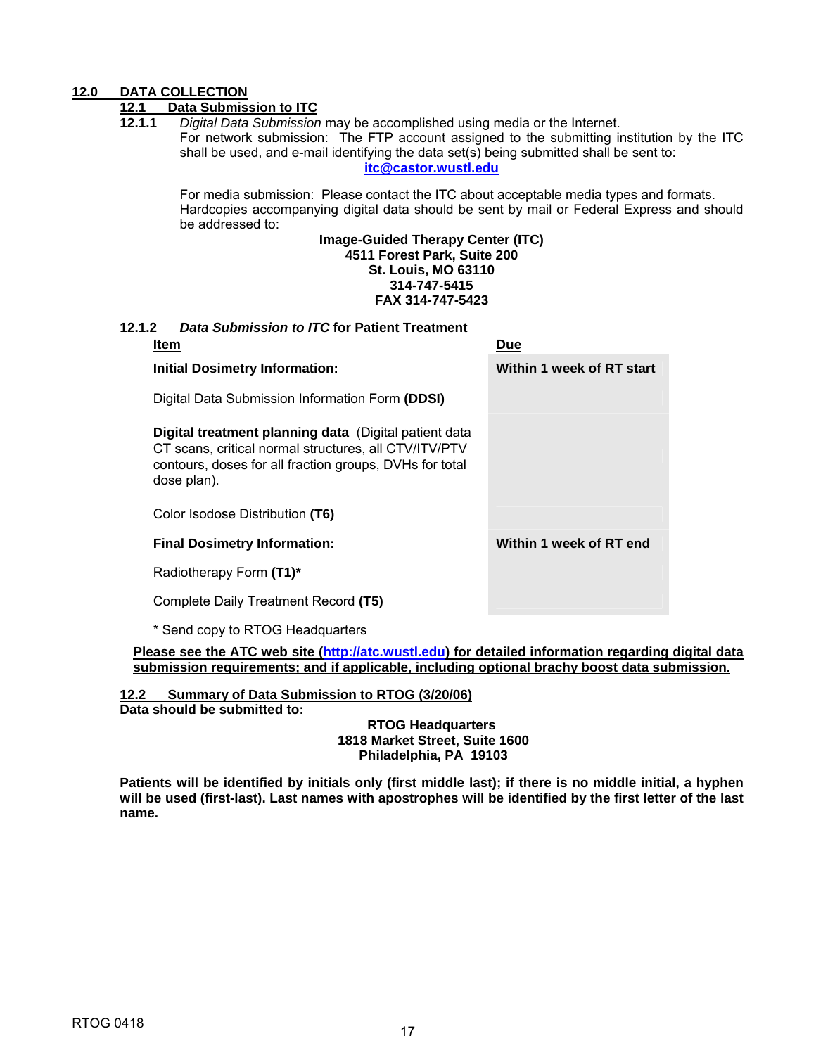## 12.0 DATA COLLECTION

### 12.1 Data Submission to ITC

**12.1.1** *Digital Data Submission* may be accomplished using media or the Internet.
For network submission: The FTP account assigned to the submitting institution by the ITC shall be used, and e-mail identifying the data set(s) being submitted shall be sent to:

**itc@castor.wustl.edu**

For media submission: Please contact the ITC about acceptable media types and formats. Hardcopies accompanying digital data should be sent by mail or Federal Express and should be addressed to:

**Image-Guided Therapy Center (ITC)**
**4511 Forest Park, Suite 200**
**St. Louis, MO 63110**
**314-747-5415**
**FAX 314-747-5423**

**12.1.2** ***Data Submission to ITC* for Patient Treatment**

| Item | Due |
|---|---|
| **Initial Dosimetry Information:** | **Within 1 week of RT start** |
| Digital Data Submission Information Form **(DDSI)** | |
| **Digital treatment planning data** (Digital patient data CT scans, critical normal structures, all CTV/ITV/PTV contours, doses for all fraction groups, DVHs for total dose plan). | |
| Color Isodose Distribution **(T6)** | |
| **Final Dosimetry Information:** | **Within 1 week of RT end** |
| Radiotherapy Form **(T1)*** | |
| Complete Daily Treatment Record **(T5)** | |

\* Send copy to RTOG Headquarters

**Please see the ATC web site (http://atc.wustl.edu) for detailed information regarding digital data submission requirements; and if applicable, including optional brachy boost data submission.**

### 12.2 Summary of Data Submission to RTOG (3/20/06)

**Data should be submitted to:**

**RTOG Headquarters**
**1818 Market Street, Suite 1600**
**Philadelphia, PA 19103**

**Patients will be identified by initials only (first middle last); if there is no middle initial, a hyphen will be used (first-last). Last names with apostrophes will be identified by the first letter of the last name.**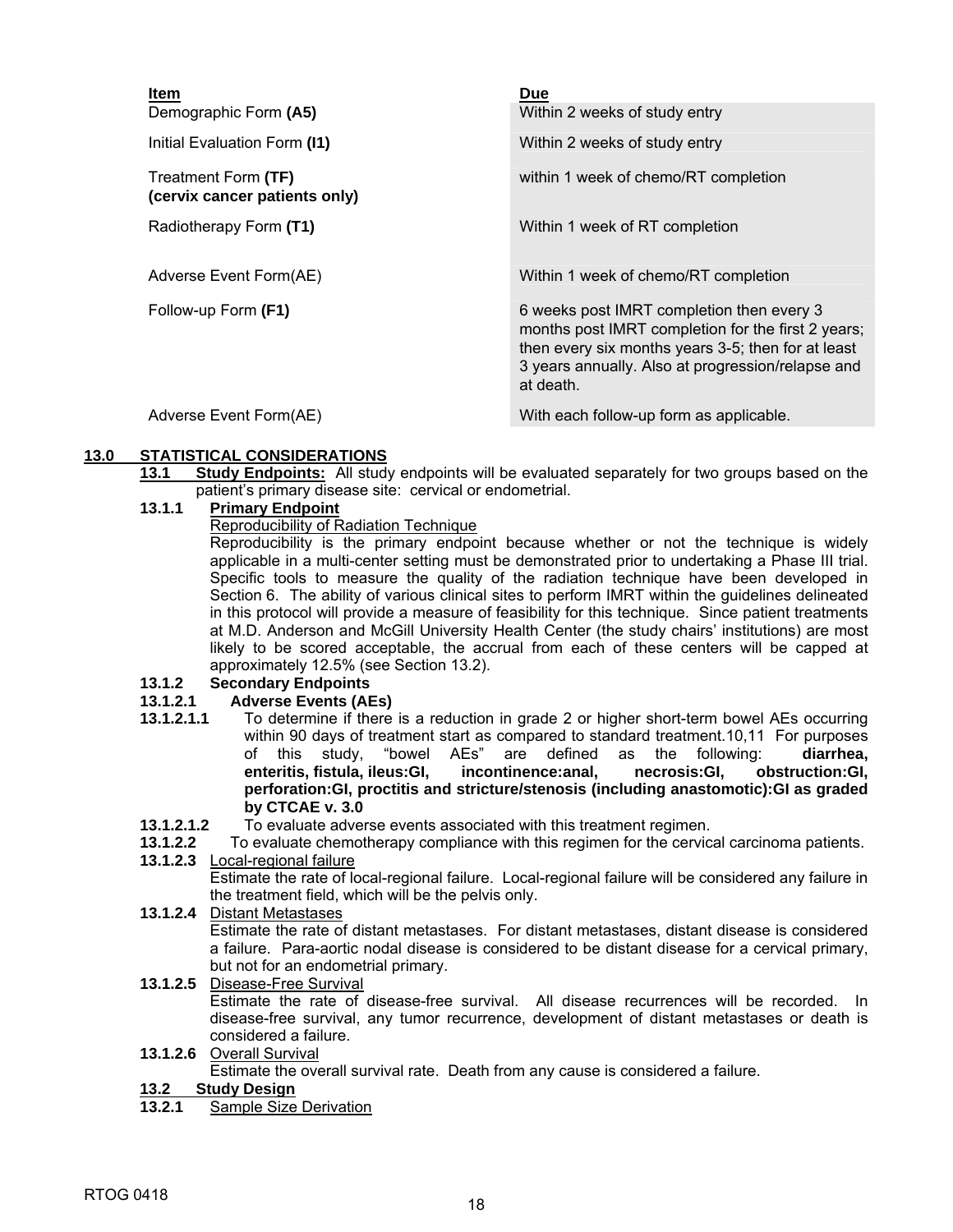| Item | Due |
|---|---|
| Demographic Form **(A5)** | Within 2 weeks of study entry |
| Initial Evaluation Form **(I1)** | Within 2 weeks of study entry |
| Treatment Form **(TF)** **(cervix cancer patients only)** | within 1 week of chemo/RT completion |
| Radiotherapy Form **(T1)** | Within 1 week of RT completion |
| Adverse Event Form(AE) | Within 1 week of chemo/RT completion |
| Follow-up Form **(F1)** | 6 weeks post IMRT completion then every 3 months post IMRT completion for the first 2 years; then every six months years 3-5; then for at least 3 years annually. Also at progression/relapse and at death. |
| Adverse Event Form(AE) | With each follow-up form as applicable. |

## 13.0 STATISTICAL CONSIDERATIONS

**13.1 Study Endpoints:** All study endpoints will be evaluated separately for two groups based on the patient's primary disease site: cervical or endometrial.

**13.1.1 Primary Endpoint**

Reproducibility of Radiation Technique

Reproducibility is the primary endpoint because whether or not the technique is widely applicable in a multi-center setting must be demonstrated prior to undertaking a Phase III trial. Specific tools to measure the quality of the radiation technique have been developed in Section 6. The ability of various clinical sites to perform IMRT within the guidelines delineated in this protocol will provide a measure of feasibility for this technique. Since patient treatments at M.D. Anderson and McGill University Health Center (the study chairs' institutions) are most likely to be scored acceptable, the accrual from each of these centers will be capped at approximately 12.5% (see Section 13.2).

**13.1.2 Secondary Endpoints**

**13.1.2.1 Adverse Events (AEs)**

**13.1.2.1.1** To determine if there is a reduction in grade 2 or higher short-term bowel AEs occurring within 90 days of treatment start as compared to standard treatment.10,11 For purposes of this study, "bowel AEs" are defined as the following: **diarrhea, enteritis, fistula, ileus:GI, incontinence:anal, necrosis:GI, obstruction:GI, perforation:GI, proctitis and stricture/stenosis (including anastomotic):GI as graded by CTCAE v. 3.0**

**13.1.2.1.2** To evaluate adverse events associated with this treatment regimen.

**13.1.2.2** To evaluate chemotherapy compliance with this regimen for the cervical carcinoma patients.

**13.1.2.3** Local-regional failure

Estimate the rate of local-regional failure. Local-regional failure will be considered any failure in the treatment field, which will be the pelvis only.

**13.1.2.4** Distant Metastases

Estimate the rate of distant metastases. For distant metastases, distant disease is considered a failure. Para-aortic nodal disease is considered to be distant disease for a cervical primary, but not for an endometrial primary.

**13.1.2.5** Disease-Free Survival

Estimate the rate of disease-free survival. All disease recurrences will be recorded. In disease-free survival, any tumor recurrence, development of distant metastases or death is considered a failure.

**13.1.2.6** Overall Survival

Estimate the overall survival rate. Death from any cause is considered a failure.

**13.2 Study Design**

**13.2.1** Sample Size Derivation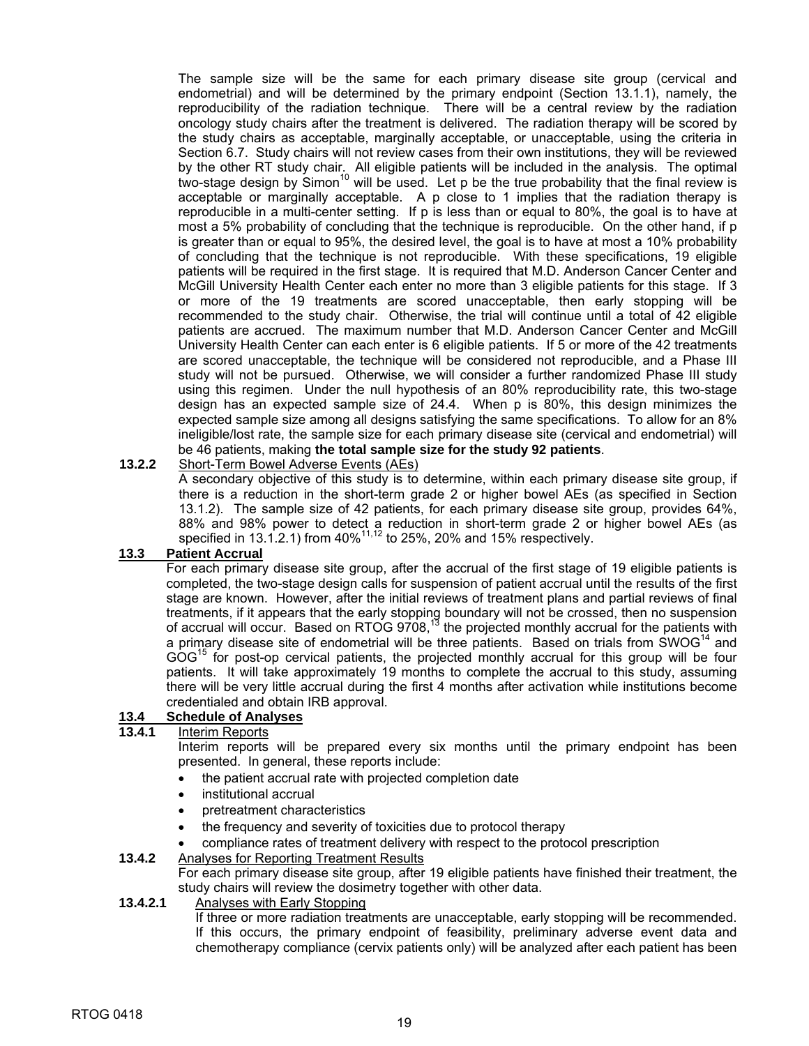The sample size will be the same for each primary disease site group (cervical and endometrial) and will be determined by the primary endpoint (Section 13.1.1), namely, the reproducibility of the radiation technique. There will be a central review by the radiation oncology study chairs after the treatment is delivered. The radiation therapy will be scored by the study chairs as acceptable, marginally acceptable, or unacceptable, using the criteria in Section 6.7. Study chairs will not review cases from their own institutions, they will be reviewed by the other RT study chair. All eligible patients will be included in the analysis. The optimal two-stage design by Simon[10] will be used. Let p be the true probability that the final review is acceptable or marginally acceptable. A p close to 1 implies that the radiation therapy is reproducible in a multi-center setting. If p is less than or equal to 80%, the goal is to have at most a 5% probability of concluding that the technique is reproducible. On the other hand, if p is greater than or equal to 95%, the desired level, the goal is to have at most a 10% probability of concluding that the technique is not reproducible. With these specifications, 19 eligible patients will be required in the first stage. It is required that M.D. Anderson Cancer Center and McGill University Health Center each enter no more than 3 eligible patients for this stage. If 3 or more of the 19 treatments are scored unacceptable, then early stopping will be recommended to the study chair. Otherwise, the trial will continue until a total of 42 eligible patients are accrued. The maximum number that M.D. Anderson Cancer Center and McGill University Health Center can each enter is 6 eligible patients. If 5 or more of the 42 treatments are scored unacceptable, the technique will be considered not reproducible, and a Phase III study will not be pursued. Otherwise, we will consider a further randomized Phase III study using this regimen. Under the null hypothesis of an 80% reproducibility rate, this two-stage design has an expected sample size of 24.4. When p is 80%, this design minimizes the expected sample size among all designs satisfying the same specifications. To allow for an 8% ineligible/lost rate, the sample size for each primary disease site (cervical and endometrial) will be 46 patients, making **the total sample size for the study 92 patients**.

**13.2.2** Short-Term Bowel Adverse Events (AEs)

A secondary objective of this study is to determine, within each primary disease site group, if there is a reduction in the short-term grade 2 or higher bowel AEs (as specified in Section 13.1.2). The sample size of 42 patients, for each primary disease site group, provides 64%, 88% and 98% power to detect a reduction in short-term grade 2 or higher bowel AEs (as specified in 13.1.2.1) from 40%[11,12] to 25%, 20% and 15% respectively.

## 13.3 Patient Accrual

For each primary disease site group, after the accrual of the first stage of 19 eligible patients is completed, the two-stage design calls for suspension of patient accrual until the results of the first stage are known. However, after the initial reviews of treatment plans and partial reviews of final treatments, if it appears that the early stopping boundary will not be crossed, then no suspension of accrual will occur. Based on RTOG 9708,[13] the projected monthly accrual for the patients with a primary disease site of endometrial will be three patients. Based on trials from SWOG[14] and GOG[15] for post-op cervical patients, the projected monthly accrual for this group will be four patients. It will take approximately 19 months to complete the accrual to this study, assuming there will be very little accrual during the first 4 months after activation while institutions become credentialed and obtain IRB approval.

## 13.4 Schedule of Analyses

**13.4.1** Interim Reports

Interim reports will be prepared every six months until the primary endpoint has been presented. In general, these reports include:

- the patient accrual rate with projected completion date
- institutional accrual
- pretreatment characteristics
- the frequency and severity of toxicities due to protocol therapy
- compliance rates of treatment delivery with respect to the protocol prescription

**13.4.2** Analyses for Reporting Treatment Results

For each primary disease site group, after 19 eligible patients have finished their treatment, the study chairs will review the dosimetry together with other data.

**13.4.2.1** Analyses with Early Stopping

If three or more radiation treatments are unacceptable, early stopping will be recommended. If this occurs, the primary endpoint of feasibility, preliminary adverse event data and chemotherapy compliance (cervix patients only) will be analyzed after each patient has been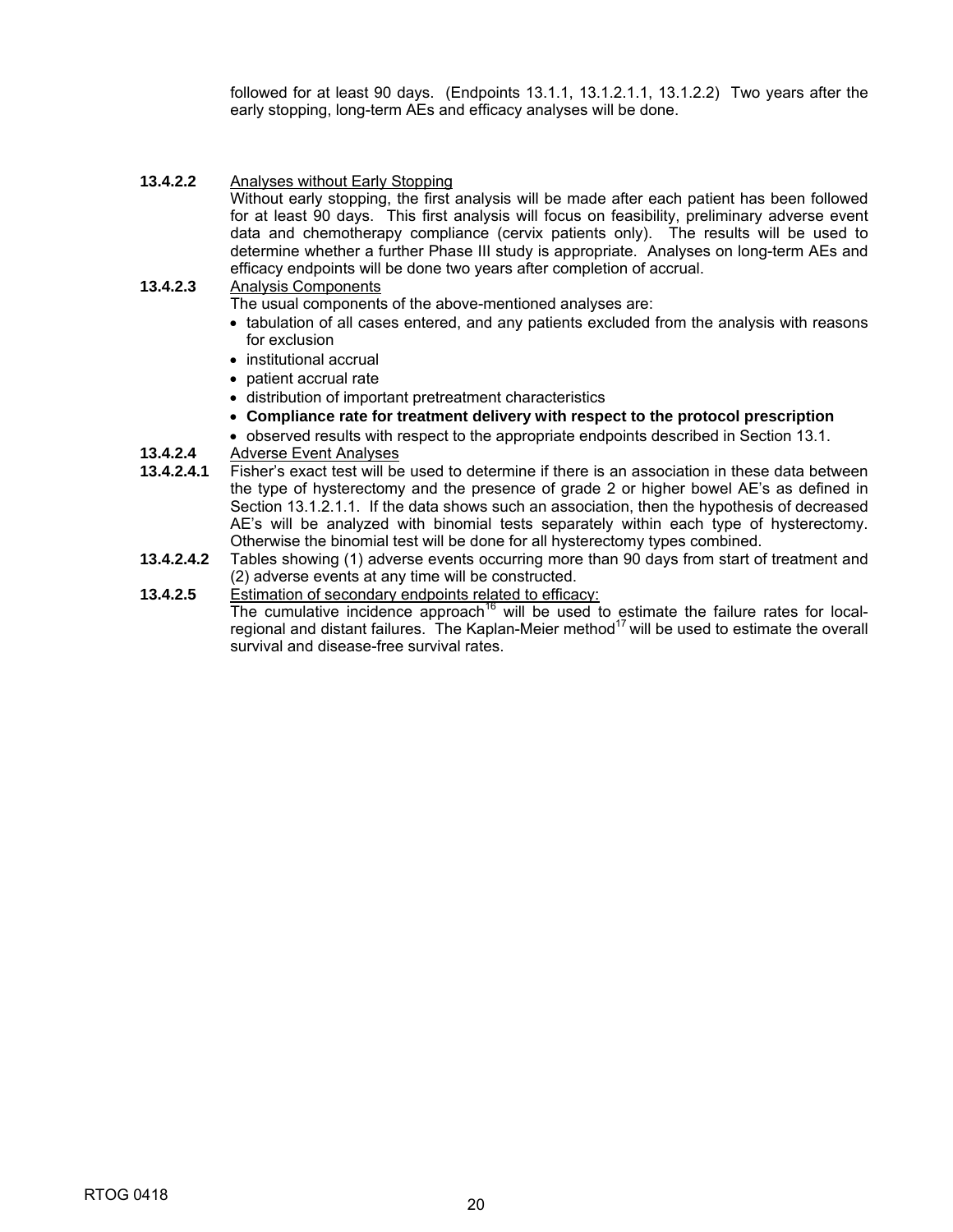followed for at least 90 days. (Endpoints 13.1.1, 13.1.2.1.1, 13.1.2.2) Two years after the early stopping, long-term AEs and efficacy analyses will be done.

**13.4.2.2** Analyses without Early Stopping

Without early stopping, the first analysis will be made after each patient has been followed for at least 90 days. This first analysis will focus on feasibility, preliminary adverse event data and chemotherapy compliance (cervix patients only). The results will be used to determine whether a further Phase III study is appropriate. Analyses on long-term AEs and efficacy endpoints will be done two years after completion of accrual.

**13.4.2.3** Analysis Components

The usual components of the above-mentioned analyses are:

- tabulation of all cases entered, and any patients excluded from the analysis with reasons for exclusion
- institutional accrual
- patient accrual rate
- distribution of important pretreatment characteristics
- **Compliance rate for treatment delivery with respect to the protocol prescription**
- observed results with respect to the appropriate endpoints described in Section 13.1.

**13.4.2.4** Adverse Event Analyses

**13.4.2.4.1** Fisher's exact test will be used to determine if there is an association in these data between the type of hysterectomy and the presence of grade 2 or higher bowel AE's as defined in Section 13.1.2.1.1. If the data shows such an association, then the hypothesis of decreased AE's will be analyzed with binomial tests separately within each type of hysterectomy. Otherwise the binomial test will be done for all hysterectomy types combined.

**13.4.2.4.2** Tables showing (1) adverse events occurring more than 90 days from start of treatment and (2) adverse events at any time will be constructed.

**13.4.2.5** Estimation of secondary endpoints related to efficacy:

The cumulative incidence approach[16] will be used to estimate the failure rates for local-regional and distant failures. The Kaplan-Meier method[17] will be used to estimate the overall survival and disease-free survival rates.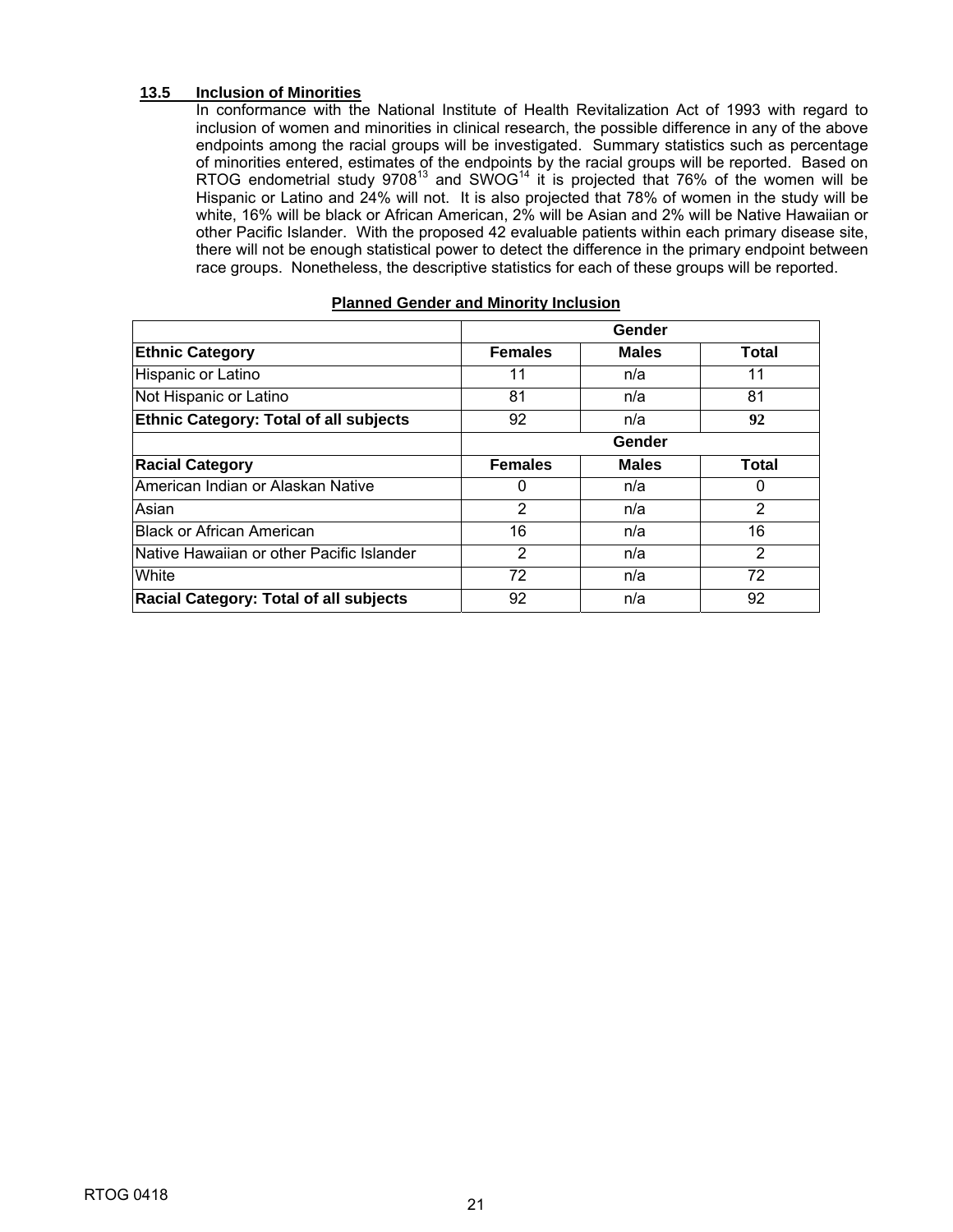### 13.5 Inclusion of Minorities

In conformance with the National Institute of Health Revitalization Act of 1993 with regard to inclusion of women and minorities in clinical research, the possible difference in any of the above endpoints among the racial groups will be investigated. Summary statistics such as percentage of minorities entered, estimates of the endpoints by the racial groups will be reported. Based on RTOG endometrial study 9708[13] and SWOG[14] it is projected that 76% of the women will be Hispanic or Latino and 24% will not. It is also projected that 78% of women in the study will be white, 16% will be black or African American, 2% will be Asian and 2% will be Native Hawaiian or other Pacific Islander. With the proposed 42 evaluable patients within each primary disease site, there will not be enough statistical power to detect the difference in the primary endpoint between race groups. Nonetheless, the descriptive statistics for each of these groups will be reported.

**Planned Gender and Minority Inclusion**

| | Gender | | |
|---|---|---|---|
| **Ethnic Category** | **Females** | **Males** | **Total** |
| Hispanic or Latino | 11 | n/a | 11 |
| Not Hispanic or Latino | 81 | n/a | 81 |
| **Ethnic Category: Total of all subjects** | 92 | n/a | **92** |
| | **Gender** | | |
| **Racial Category** | **Females** | **Males** | **Total** |
| American Indian or Alaskan Native | 0 | n/a | 0 |
| Asian | 2 | n/a | 2 |
| Black or African American | 16 | n/a | 16 |
| Native Hawaiian or other Pacific Islander | 2 | n/a | 2 |
| White | 72 | n/a | 72 |
| **Racial Category: Total of all subjects** | 92 | n/a | 92 |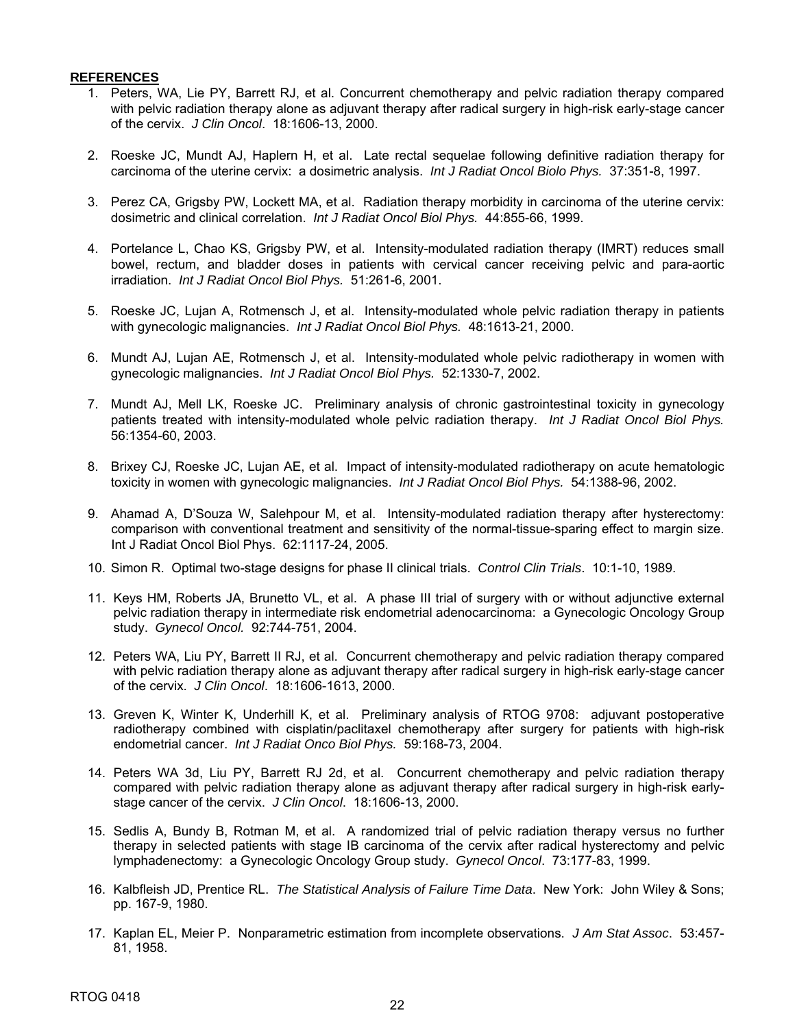**REFERENCES**

1. Peters, WA, Lie PY, Barrett RJ, et al. Concurrent chemotherapy and pelvic radiation therapy compared with pelvic radiation therapy alone as adjuvant therapy after radical surgery in high-risk early-stage cancer of the cervix. *J Clin Oncol*. 18:1606-13, 2000.

2. Roeske JC, Mundt AJ, Haplern H, et al. Late rectal sequelae following definitive radiation therapy for carcinoma of the uterine cervix: a dosimetric analysis. *Int J Radiat Oncol Biolo Phys.* 37:351-8, 1997.

3. Perez CA, Grigsby PW, Lockett MA, et al. Radiation therapy morbidity in carcinoma of the uterine cervix: dosimetric and clinical correlation. *Int J Radiat Oncol Biol Phys.* 44:855-66, 1999.

4. Portelance L, Chao KS, Grigsby PW, et al. Intensity-modulated radiation therapy (IMRT) reduces small bowel, rectum, and bladder doses in patients with cervical cancer receiving pelvic and para-aortic irradiation. *Int J Radiat Oncol Biol Phys.* 51:261-6, 2001.

5. Roeske JC, Lujan A, Rotmensch J, et al. Intensity-modulated whole pelvic radiation therapy in patients with gynecologic malignancies. *Int J Radiat Oncol Biol Phys.* 48:1613-21, 2000.

6. Mundt AJ, Lujan AE, Rotmensch J, et al. Intensity-modulated whole pelvic radiotherapy in women with gynecologic malignancies. *Int J Radiat Oncol Biol Phys.* 52:1330-7, 2002.

7. Mundt AJ, Mell LK, Roeske JC. Preliminary analysis of chronic gastrointestinal toxicity in gynecology patients treated with intensity-modulated whole pelvic radiation therapy. *Int J Radiat Oncol Biol Phys.* 56:1354-60, 2003.

8. Brixey CJ, Roeske JC, Lujan AE, et al. Impact of intensity-modulated radiotherapy on acute hematologic toxicity in women with gynecologic malignancies. *Int J Radiat Oncol Biol Phys.* 54:1388-96, 2002.

9. Ahamad A, D'Souza W, Salehpour M, et al. Intensity-modulated radiation therapy after hysterectomy: comparison with conventional treatment and sensitivity of the normal-tissue-sparing effect to margin size. Int J Radiat Oncol Biol Phys. 62:1117-24, 2005.

10. Simon R. Optimal two-stage designs for phase II clinical trials. *Control Clin Trials*. 10:1-10, 1989.

11. Keys HM, Roberts JA, Brunetto VL, et al. A phase III trial of surgery with or without adjunctive external pelvic radiation therapy in intermediate risk endometrial adenocarcinoma: a Gynecologic Oncology Group study. *Gynecol Oncol.* 92:744-751, 2004.

12. Peters WA, Liu PY, Barrett II RJ, et al. Concurrent chemotherapy and pelvic radiation therapy compared with pelvic radiation therapy alone as adjuvant therapy after radical surgery in high-risk early-stage cancer of the cervix. *J Clin Oncol*. 18:1606-1613, 2000.

13. Greven K, Winter K, Underhill K, et al. Preliminary analysis of RTOG 9708: adjuvant postoperative radiotherapy combined with cisplatin/paclitaxel chemotherapy after surgery for patients with high-risk endometrial cancer. *Int J Radiat Onco Biol Phys.* 59:168-73, 2004.

14. Peters WA 3d, Liu PY, Barrett RJ 2d, et al. Concurrent chemotherapy and pelvic radiation therapy compared with pelvic radiation therapy alone as adjuvant therapy after radical surgery in high-risk early-stage cancer of the cervix. *J Clin Oncol*. 18:1606-13, 2000.

15. Sedlis A, Bundy B, Rotman M, et al. A randomized trial of pelvic radiation therapy versus no further therapy in selected patients with stage IB carcinoma of the cervix after radical hysterectomy and pelvic lymphadenectomy: a Gynecologic Oncology Group study. *Gynecol Oncol*. 73:177-83, 1999.

16. Kalbfleish JD, Prentice RL. *The Statistical Analysis of Failure Time Data*. New York: John Wiley & Sons; pp. 167-9, 1980.

17. Kaplan EL, Meier P. Nonparametric estimation from incomplete observations. *J Am Stat Assoc*. 53:457-81, 1958.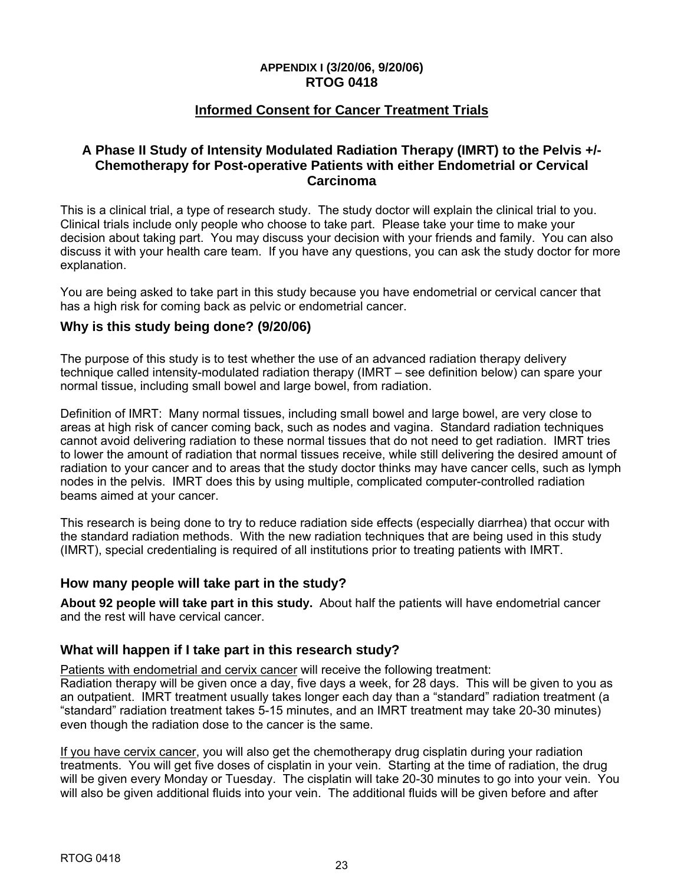**APPENDIX I (3/20/06, 9/20/06)**
**RTOG 0418**

## Informed Consent for Cancer Treatment Trials

### A Phase II Study of Intensity Modulated Radiation Therapy (IMRT) to the Pelvis +/- Chemotherapy for Post-operative Patients with either Endometrial or Cervical Carcinoma

This is a clinical trial, a type of research study. The study doctor will explain the clinical trial to you. Clinical trials include only people who choose to take part. Please take your time to make your decision about taking part. You may discuss your decision with your friends and family. You can also discuss it with your health care team. If you have any questions, you can ask the study doctor for more explanation.

You are being asked to take part in this study because you have endometrial or cervical cancer that has a high risk for coming back as pelvic or endometrial cancer.

### Why is this study being done? (9/20/06)

The purpose of this study is to test whether the use of an advanced radiation therapy delivery technique called intensity-modulated radiation therapy (IMRT – see definition below) can spare your normal tissue, including small bowel and large bowel, from radiation.

Definition of IMRT: Many normal tissues, including small bowel and large bowel, are very close to areas at high risk of cancer coming back, such as nodes and vagina. Standard radiation techniques cannot avoid delivering radiation to these normal tissues that do not need to get radiation. IMRT tries to lower the amount of radiation that normal tissues receive, while still delivering the desired amount of radiation to your cancer and to areas that the study doctor thinks may have cancer cells, such as lymph nodes in the pelvis. IMRT does this by using multiple, complicated computer-controlled radiation beams aimed at your cancer.

This research is being done to try to reduce radiation side effects (especially diarrhea) that occur with the standard radiation methods. With the new radiation techniques that are being used in this study (IMRT), special credentialing is required of all institutions prior to treating patients with IMRT.

### How many people will take part in the study?

**About 92 people will take part in this study.** About half the patients will have endometrial cancer and the rest will have cervical cancer.

### What will happen if I take part in this research study?

Patients with endometrial and cervix cancer will receive the following treatment:
Radiation therapy will be given once a day, five days a week, for 28 days. This will be given to you as an outpatient. IMRT treatment usually takes longer each day than a "standard" radiation treatment (a "standard" radiation treatment takes 5-15 minutes, and an IMRT treatment may take 20-30 minutes) even though the radiation dose to the cancer is the same.

If you have cervix cancer, you will also get the chemotherapy drug cisplatin during your radiation treatments. You will get five doses of cisplatin in your vein. Starting at the time of radiation, the drug will be given every Monday or Tuesday. The cisplatin will take 20-30 minutes to go into your vein. You will also be given additional fluids into your vein. The additional fluids will be given before and after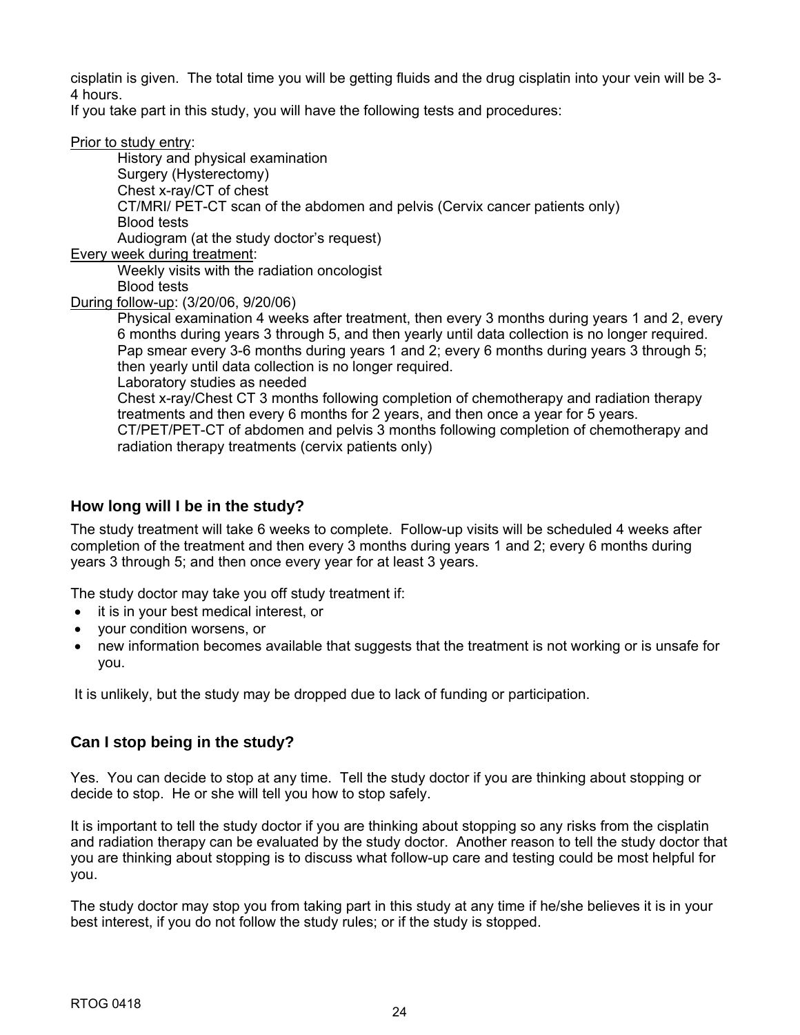cisplatin is given. The total time you will be getting fluids and the drug cisplatin into your vein will be 3-4 hours.

If you take part in this study, you will have the following tests and procedures:

<u>Prior to study entry</u>:

- History and physical examination
- Surgery (Hysterectomy)
- Chest x-ray/CT of chest
- CT/MRI/ PET-CT scan of the abdomen and pelvis (Cervix cancer patients only)
- Blood tests
- Audiogram (at the study doctor's request)

<u>Every week during treatment</u>:

- Weekly visits with the radiation oncologist
- Blood tests

<u>During follow-up</u>: (3/20/06, 9/20/06)

- Physical examination 4 weeks after treatment, then every 3 months during years 1 and 2, every 6 months during years 3 through 5, and then yearly until data collection is no longer required.
- Pap smear every 3-6 months during years 1 and 2; every 6 months during years 3 through 5; then yearly until data collection is no longer required.
- Laboratory studies as needed
- Chest x-ray/Chest CT 3 months following completion of chemotherapy and radiation therapy treatments and then every 6 months for 2 years, and then once a year for 5 years.
- CT/PET/PET-CT of abdomen and pelvis 3 months following completion of chemotherapy and radiation therapy treatments (cervix patients only)

### How long will I be in the study?

The study treatment will take 6 weeks to complete. Follow-up visits will be scheduled 4 weeks after completion of the treatment and then every 3 months during years 1 and 2; every 6 months during years 3 through 5; and then once every year for at least 3 years.

The study doctor may take you off study treatment if:

- it is in your best medical interest, or
- your condition worsens, or
- new information becomes available that suggests that the treatment is not working or is unsafe for you.

It is unlikely, but the study may be dropped due to lack of funding or participation.

### Can I stop being in the study?

Yes. You can decide to stop at any time. Tell the study doctor if you are thinking about stopping or decide to stop. He or she will tell you how to stop safely.

It is important to tell the study doctor if you are thinking about stopping so any risks from the cisplatin and radiation therapy can be evaluated by the study doctor. Another reason to tell the study doctor that you are thinking about stopping is to discuss what follow-up care and testing could be most helpful for you.

The study doctor may stop you from taking part in this study at any time if he/she believes it is in your best interest, if you do not follow the study rules; or if the study is stopped.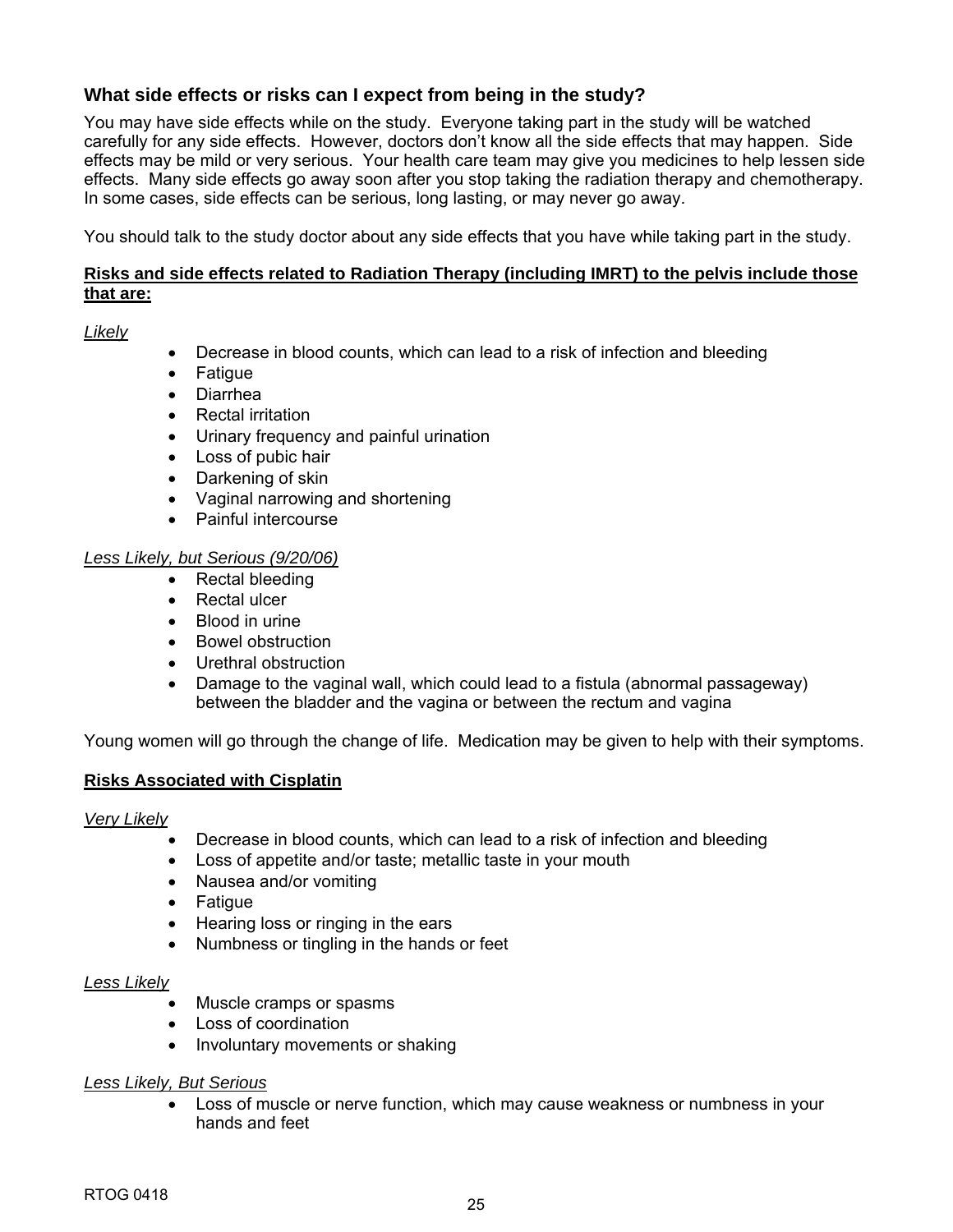### What side effects or risks can I expect from being in the study?

You may have side effects while on the study. Everyone taking part in the study will be watched carefully for any side effects. However, doctors don't know all the side effects that may happen. Side effects may be mild or very serious. Your health care team may give you medicines to help lessen side effects. Many side effects go away soon after you stop taking the radiation therapy and chemotherapy. In some cases, side effects can be serious, long lasting, or may never go away.

You should talk to the study doctor about any side effects that you have while taking part in the study.

**Risks and side effects related to Radiation Therapy (including IMRT) to the pelvis include those that are:**

*Likely*

- Decrease in blood counts, which can lead to a risk of infection and bleeding
- Fatigue
- Diarrhea
- Rectal irritation
- Urinary frequency and painful urination
- Loss of pubic hair
- Darkening of skin
- Vaginal narrowing and shortening
- Painful intercourse

*Less Likely, but Serious (9/20/06)*

- Rectal bleeding
- Rectal ulcer
- Blood in urine
- Bowel obstruction
- Urethral obstruction
- Damage to the vaginal wall, which could lead to a fistula (abnormal passageway) between the bladder and the vagina or between the rectum and vagina

Young women will go through the change of life. Medication may be given to help with their symptoms.

**Risks Associated with Cisplatin**

*Very Likely*

- Decrease in blood counts, which can lead to a risk of infection and bleeding
- Loss of appetite and/or taste; metallic taste in your mouth
- Nausea and/or vomiting
- Fatigue
- Hearing loss or ringing in the ears
- Numbness or tingling in the hands or feet

*Less Likely*

- Muscle cramps or spasms
- Loss of coordination
- Involuntary movements or shaking

*Less Likely, But Serious*

- Loss of muscle or nerve function, which may cause weakness or numbness in your hands and feet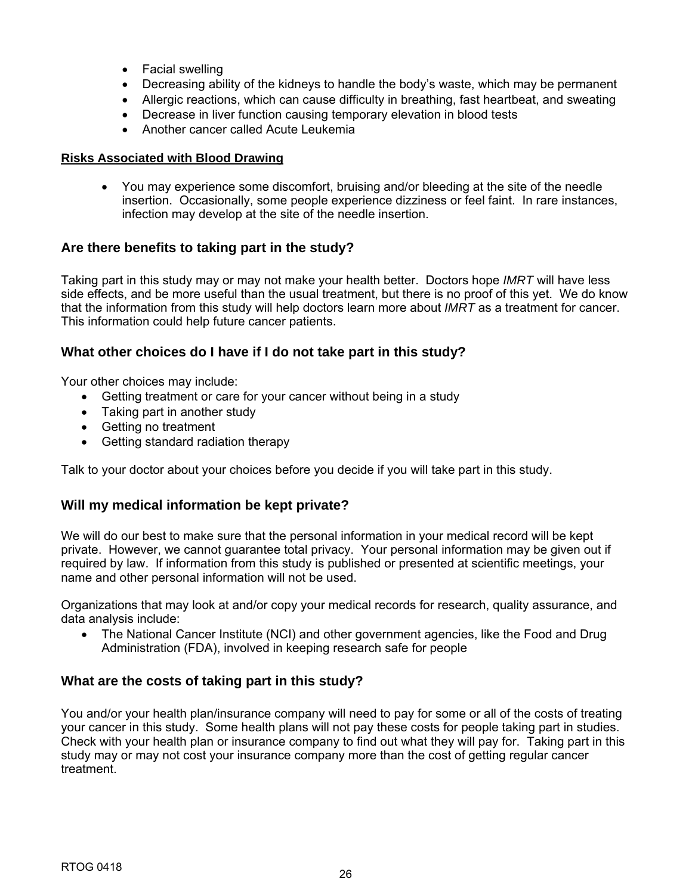- Facial swelling
- Decreasing ability of the kidneys to handle the body's waste, which may be permanent
- Allergic reactions, which can cause difficulty in breathing, fast heartbeat, and sweating
- Decrease in liver function causing temporary elevation in blood tests
- Another cancer called Acute Leukemia

**Risks Associated with Blood Drawing**

- You may experience some discomfort, bruising and/or bleeding at the site of the needle insertion. Occasionally, some people experience dizziness or feel faint. In rare instances, infection may develop at the site of the needle insertion.

## Are there benefits to taking part in the study?

Taking part in this study may or may not make your health better. Doctors hope *IMRT* will have less side effects, and be more useful than the usual treatment, but there is no proof of this yet. We do know that the information from this study will help doctors learn more about *IMRT* as a treatment for cancer. This information could help future cancer patients.

## What other choices do I have if I do not take part in this study?

Your other choices may include:

- Getting treatment or care for your cancer without being in a study
- Taking part in another study
- Getting no treatment
- Getting standard radiation therapy

Talk to your doctor about your choices before you decide if you will take part in this study.

## Will my medical information be kept private?

We will do our best to make sure that the personal information in your medical record will be kept private. However, we cannot guarantee total privacy. Your personal information may be given out if required by law. If information from this study is published or presented at scientific meetings, your name and other personal information will not be used.

Organizations that may look at and/or copy your medical records for research, quality assurance, and data analysis include:

- The National Cancer Institute (NCI) and other government agencies, like the Food and Drug Administration (FDA), involved in keeping research safe for people

## What are the costs of taking part in this study?

You and/or your health plan/insurance company will need to pay for some or all of the costs of treating your cancer in this study. Some health plans will not pay these costs for people taking part in studies. Check with your health plan or insurance company to find out what they will pay for. Taking part in this study may or may not cost your insurance company more than the cost of getting regular cancer treatment.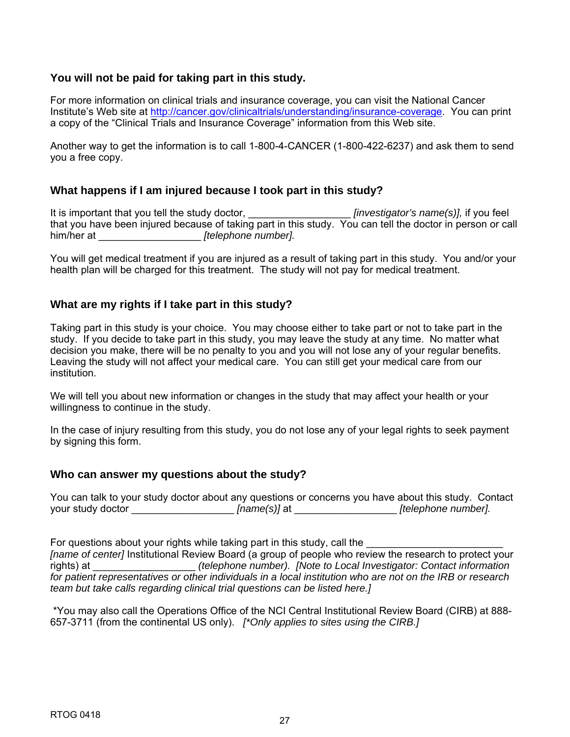### You will not be paid for taking part in this study.

For more information on clinical trials and insurance coverage, you can visit the National Cancer Institute's Web site at http://cancer.gov/clinicaltrials/understanding/insurance-coverage. You can print a copy of the "Clinical Trials and Insurance Coverage" information from this Web site.

Another way to get the information is to call 1-800-4-CANCER (1-800-422-6237) and ask them to send you a free copy.

### What happens if I am injured because I took part in this study?

It is important that you tell the study doctor, __________________ *[investigator's name(s)],* if you feel that you have been injured because of taking part in this study. You can tell the doctor in person or call him/her at __________________ *[telephone number].*

You will get medical treatment if you are injured as a result of taking part in this study. You and/or your health plan will be charged for this treatment. The study will not pay for medical treatment.

### What are my rights if I take part in this study?

Taking part in this study is your choice. You may choose either to take part or not to take part in the study. If you decide to take part in this study, you may leave the study at any time. No matter what decision you make, there will be no penalty to you and you will not lose any of your regular benefits. Leaving the study will not affect your medical care. You can still get your medical care from our institution.

We will tell you about new information or changes in the study that may affect your health or your willingness to continue in the study.

In the case of injury resulting from this study, you do not lose any of your legal rights to seek payment by signing this form.

### Who can answer my questions about the study?

You can talk to your study doctor about any questions or concerns you have about this study. Contact your study doctor __________________ *[name(s)]* at __________________ *[telephone number].*

For questions about your rights while taking part in this study, call the ________________________ *[name of center]* Institutional Review Board (a group of people who review the research to protect your rights) at __________________ *(telephone number). [Note to Local Investigator: Contact information for patient representatives or other individuals in a local institution who are not on the IRB or research team but take calls regarding clinical trial questions can be listed here.]*

*You may also call the Operations Office of the NCI Central Institutional Review Board (CIRB) at 888-657-3711 (from the continental US only). *[*Only applies to sites using the CIRB.]*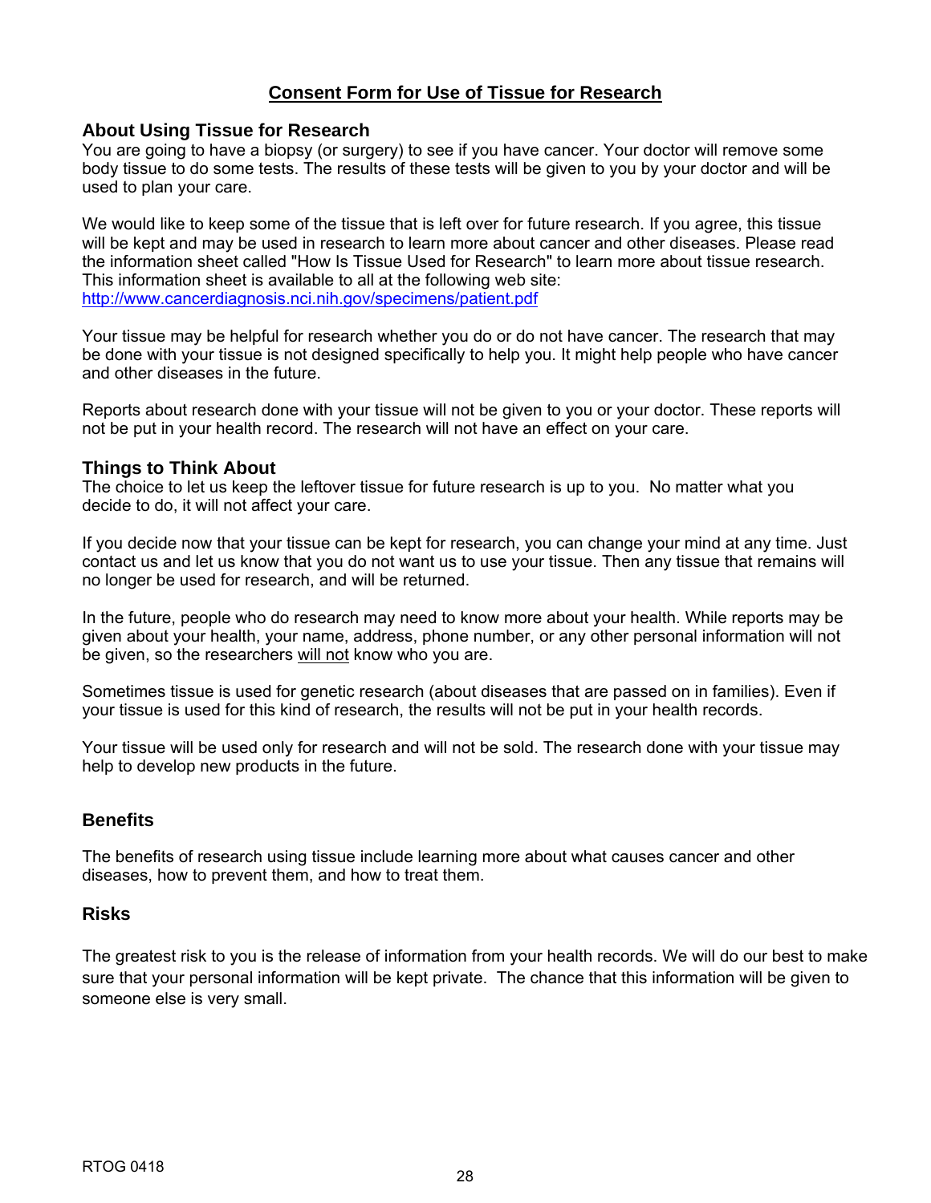# Consent Form for Use of Tissue for Research

## About Using Tissue for Research

You are going to have a biopsy (or surgery) to see if you have cancer. Your doctor will remove some body tissue to do some tests. The results of these tests will be given to you by your doctor and will be used to plan your care.

We would like to keep some of the tissue that is left over for future research. If you agree, this tissue will be kept and may be used in research to learn more about cancer and other diseases. Please read the information sheet called "How Is Tissue Used for Research" to learn more about tissue research. This information sheet is available to all at the following web site: http://www.cancerdiagnosis.nci.nih.gov/specimens/patient.pdf

Your tissue may be helpful for research whether you do or do not have cancer. The research that may be done with your tissue is not designed specifically to help you. It might help people who have cancer and other diseases in the future.

Reports about research done with your tissue will not be given to you or your doctor. These reports will not be put in your health record. The research will not have an effect on your care.

## Things to Think About

The choice to let us keep the leftover tissue for future research is up to you. No matter what you decide to do, it will not affect your care.

If you decide now that your tissue can be kept for research, you can change your mind at any time. Just contact us and let us know that you do not want us to use your tissue. Then any tissue that remains will no longer be used for research, and will be returned.

In the future, people who do research may need to know more about your health. While reports may be given about your health, your name, address, phone number, or any other personal information will not be given, so the researchers will not know who you are.

Sometimes tissue is used for genetic research (about diseases that are passed on in families). Even if your tissue is used for this kind of research, the results will not be put in your health records.

Your tissue will be used only for research and will not be sold. The research done with your tissue may help to develop new products in the future.

## Benefits

The benefits of research using tissue include learning more about what causes cancer and other diseases, how to prevent them, and how to treat them.

## Risks

The greatest risk to you is the release of information from your health records. We will do our best to make sure that your personal information will be kept private. The chance that this information will be given to someone else is very small.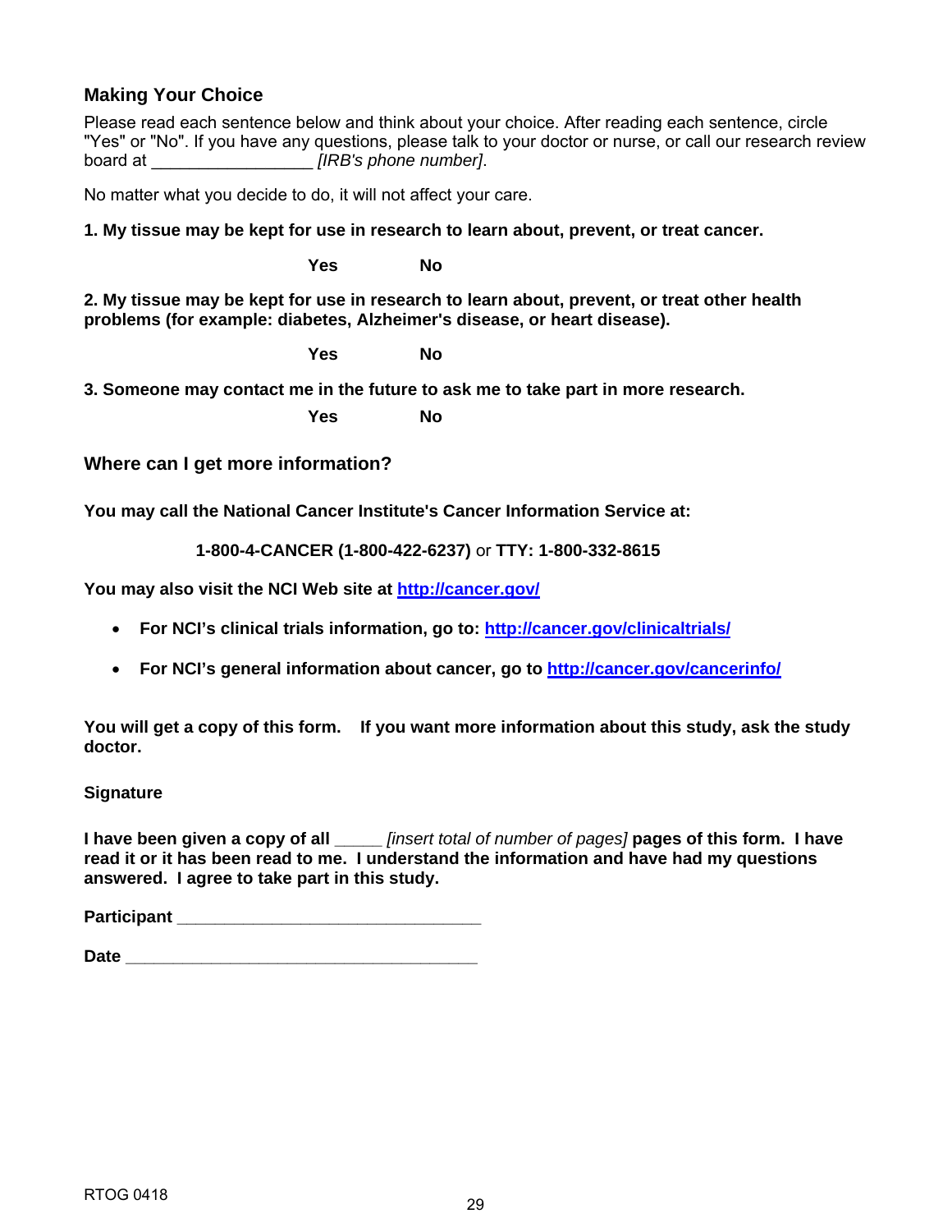### Making Your Choice

Please read each sentence below and think about your choice. After reading each sentence, circle "Yes" or "No". If you have any questions, please talk to your doctor or nurse, or call our research review board at _________________ *[IRB's phone number]*.

No matter what you decide to do, it will not affect your care.

**1. My tissue may be kept for use in research to learn about, prevent, or treat cancer.**

**Yes** **No**

**2. My tissue may be kept for use in research to learn about, prevent, or treat other health problems (for example: diabetes, Alzheimer's disease, or heart disease).**

**Yes** **No**

**3. Someone may contact me in the future to ask me to take part in more research.**

**Yes** **No**

### Where can I get more information?

**You may call the National Cancer Institute's Cancer Information Service at:**

**1-800-4-CANCER (1-800-422-6237)** or **TTY: 1-800-332-8615**

**You may also visit the NCI Web site at http://cancer.gov/**

- **For NCI's clinical trials information, go to: http://cancer.gov/clinicaltrials/**
- **For NCI's general information about cancer, go to http://cancer.gov/cancerinfo/**

**You will get a copy of this form. If you want more information about this study, ask the study doctor.**

**Signature**

**I have been given a copy of all** _____ *[insert total of number of pages]* **pages of this form. I have read it or it has been read to me. I understand the information and have had my questions answered. I agree to take part in this study.**

**Participant** ________________________________

**Date** _____________________________________

RTOG 0418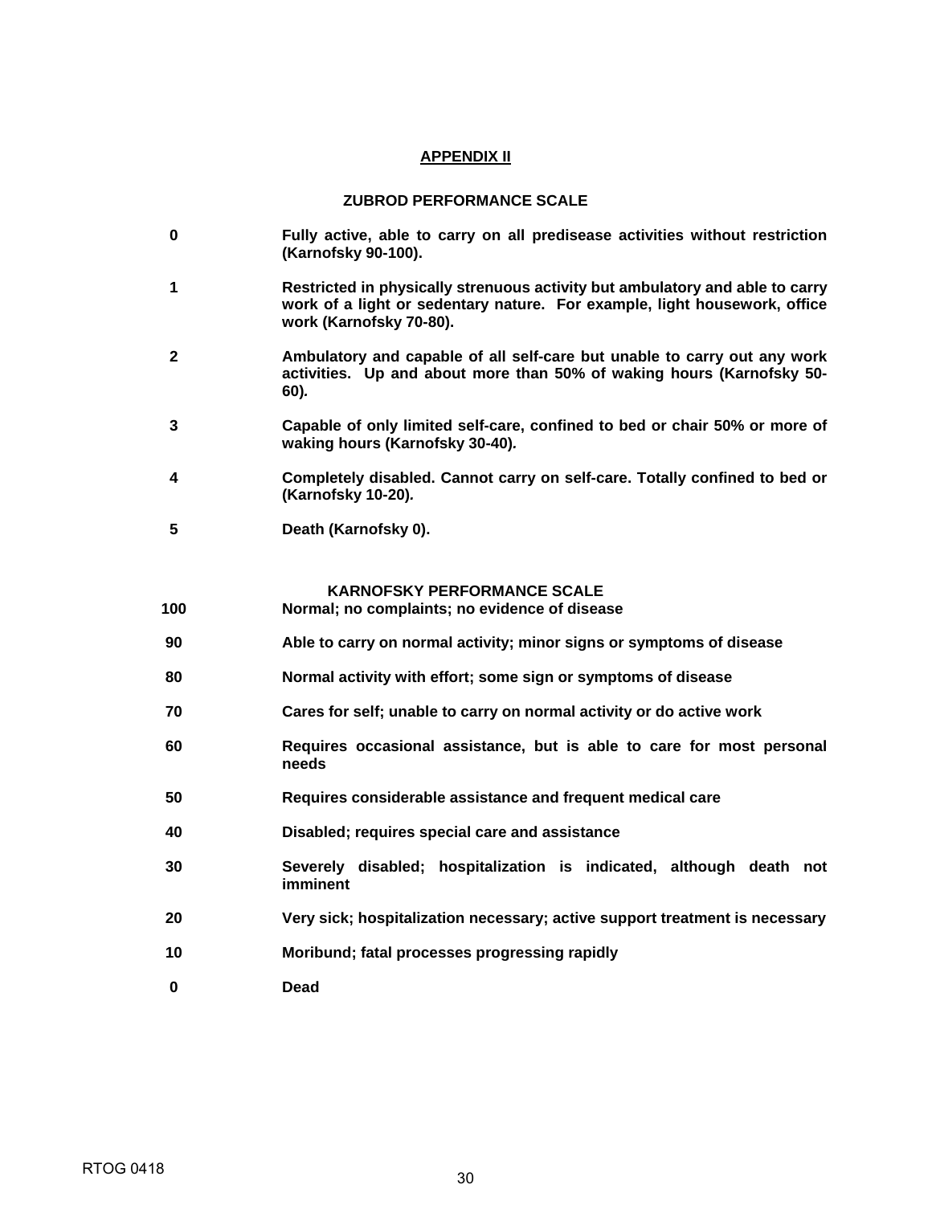## APPENDIX II

### ZUBROD PERFORMANCE SCALE

| | |
|---|---|
| 0 | Fully active, able to carry on all predisease activities without restriction (Karnofsky 90-100). |
| 1 | Restricted in physically strenuous activity but ambulatory and able to carry work of a light or sedentary nature. For example, light housework, office work (Karnofsky 70-80). |
| 2 | Ambulatory and capable of all self-care but unable to carry out any work activities. Up and about more than 50% of waking hours (Karnofsky 50-60). |
| 3 | Capable of only limited self-care, confined to bed or chair 50% or more of waking hours (Karnofsky 30-40). |
| 4 | Completely disabled. Cannot carry on self-care. Totally confined to bed or (Karnofsky 10-20). |
| 5 | Death (Karnofsky 0). |

### KARNOFSKY PERFORMANCE SCALE

| | |
|---|---|
| 100 | Normal; no complaints; no evidence of disease |
| 90 | Able to carry on normal activity; minor signs or symptoms of disease |
| 80 | Normal activity with effort; some sign or symptoms of disease |
| 70 | Cares for self; unable to carry on normal activity or do active work |
| 60 | Requires occasional assistance, but is able to care for most personal needs |
| 50 | Requires considerable assistance and frequent medical care |
| 40 | Disabled; requires special care and assistance |
| 30 | Severely disabled; hospitalization is indicated, although death not imminent |
| 20 | Very sick; hospitalization necessary; active support treatment is necessary |
| 10 | Moribund; fatal processes progressing rapidly |
| 0 | Dead |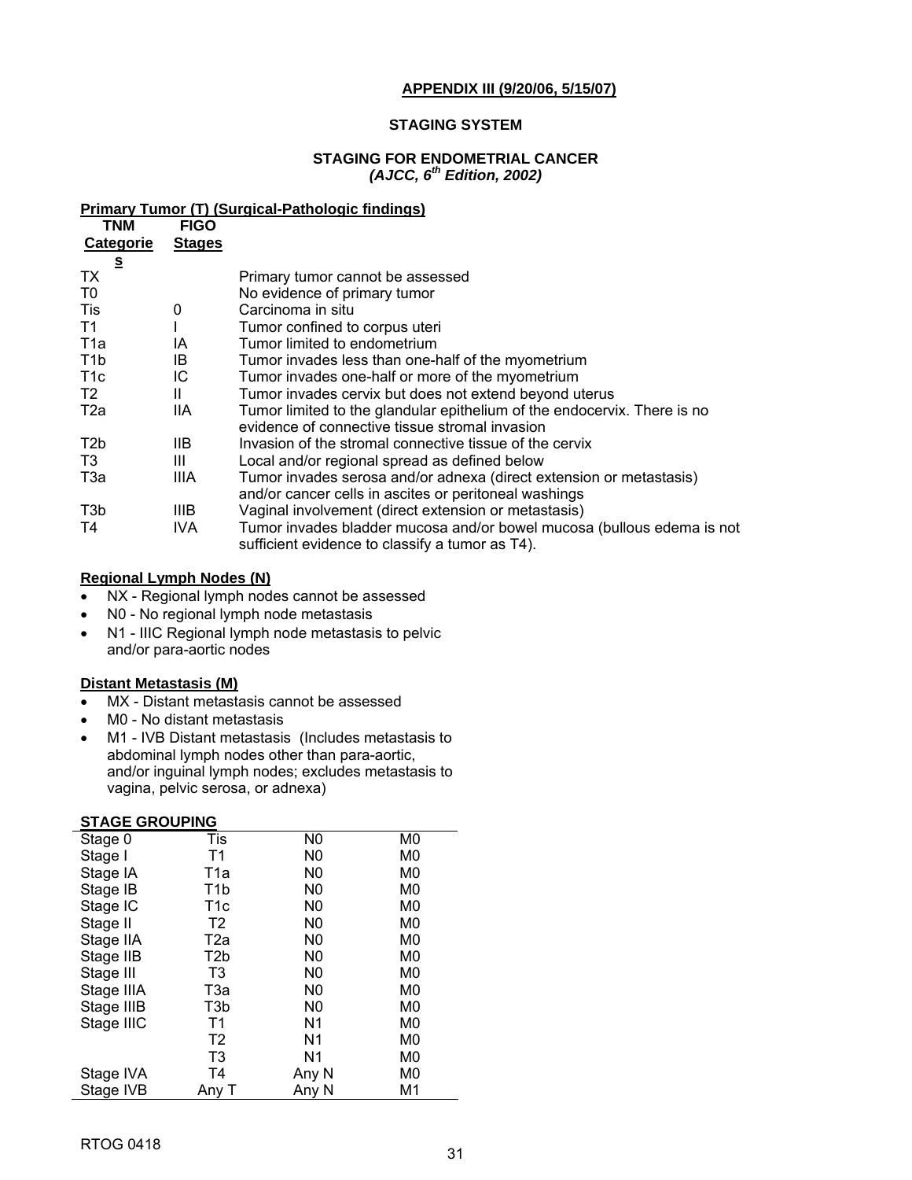**APPENDIX III (9/20/06, 5/15/07)**

## STAGING SYSTEM

### STAGING FOR ENDOMETRIAL CANCER
***(AJCC, 6th Edition, 2002)***

**Primary Tumor (T) (Surgical-Pathologic findings)**

| TNM Categories | FIGO Stages | |
|---|---|---|
| TX | | Primary tumor cannot be assessed |
| T0 | | No evidence of primary tumor |
| Tis | 0 | Carcinoma in situ |
| T1 | I | Tumor confined to corpus uteri |
| T1a | IA | Tumor limited to endometrium |
| T1b | IB | Tumor invades less than one-half of the myometrium |
| T1c | IC | Tumor invades one-half or more of the myometrium |
| T2 | II | Tumor invades cervix but does not extend beyond uterus |
| T2a | IIA | Tumor limited to the glandular epithelium of the endocervix. There is no evidence of connective tissue stromal invasion |
| T2b | IIB | Invasion of the stromal connective tissue of the cervix |
| T3 | III | Local and/or regional spread as defined below |
| T3a | IIIA | Tumor invades serosa and/or adnexa (direct extension or metastasis) and/or cancer cells in ascites or peritoneal washings |
| T3b | IIIB | Vaginal involvement (direct extension or metastasis) |
| T4 | IVA | Tumor invades bladder mucosa and/or bowel mucosa (bullous edema is not sufficient evidence to classify a tumor as T4). |

**Regional Lymph Nodes (N)**

- NX - Regional lymph nodes cannot be assessed
- N0 - No regional lymph node metastasis
- N1 - IIIC Regional lymph node metastasis to pelvic and/or para-aortic nodes

**Distant Metastasis (M)**

- MX - Distant metastasis cannot be assessed
- M0 - No distant metastasis
- M1 - IVB Distant metastasis (Includes metastasis to abdominal lymph nodes other than para-aortic, and/or inguinal lymph nodes; excludes metastasis to vagina, pelvic serosa, or adnexa)

**STAGE GROUPING**

| Stage | T | N | M |
|---|---|---|---|
| Stage 0 | Tis | N0 | M0 |
| Stage I | T1 | N0 | M0 |
| Stage IA | T1a | N0 | M0 |
| Stage IB | T1b | N0 | M0 |
| Stage IC | T1c | N0 | M0 |
| Stage II | T2 | N0 | M0 |
| Stage IIA | T2a | N0 | M0 |
| Stage IIB | T2b | N0 | M0 |
| Stage III | T3 | N0 | M0 |
| Stage IIIA | T3a | N0 | M0 |
| Stage IIIB | T3b | N0 | M0 |
| Stage IIIC | T1 | N1 | M0 |
| | T2 | N1 | M0 |
| | T3 | N1 | M0 |
| Stage IVA | T4 | Any N | M0 |
| Stage IVB | Any T | Any N | M1 |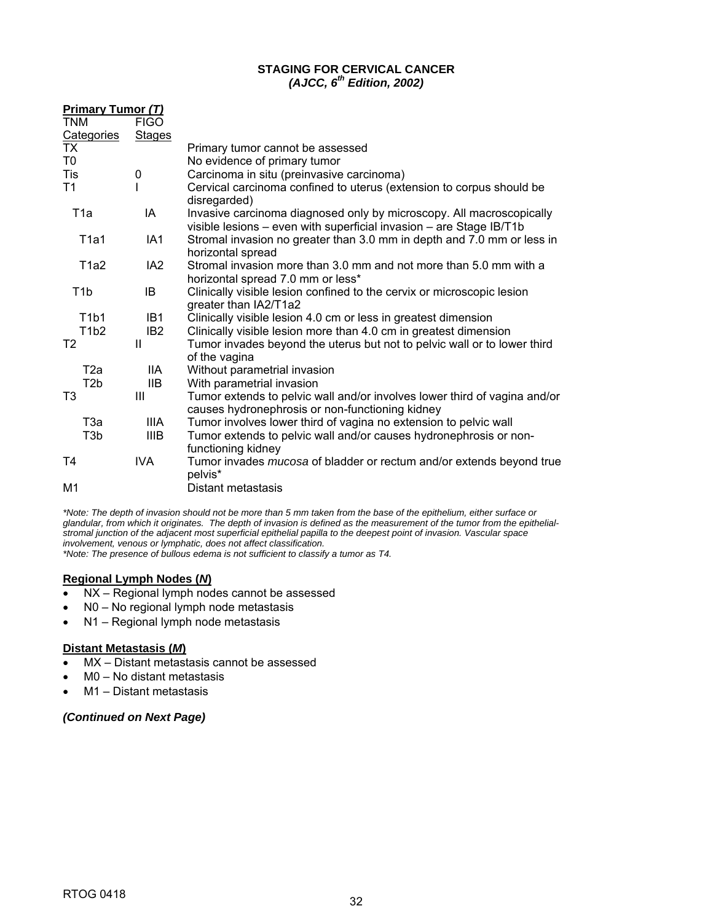# STAGING FOR CERVICAL CANCER
## *(AJCC, 6th Edition, 2002)*

**Primary Tumor *(T)***

| TNM Categories | FIGO Stages | |
|---|---|---|
| TX | | Primary tumor cannot be assessed |
| T0 | | No evidence of primary tumor |
| Tis | 0 | Carcinoma in situ (preinvasive carcinoma) |
| T1 | I | Cervical carcinoma confined to uterus (extension to corpus should be disregarded) |
| T1a | IA | Invasive carcinoma diagnosed only by microscopy. All macroscopically visible lesions – even with superficial invasion – are Stage IB/T1b |
| T1a1 | IA1 | Stromal invasion no greater than 3.0 mm in depth and 7.0 mm or less in horizontal spread |
| T1a2 | IA2 | Stromal invasion more than 3.0 mm and not more than 5.0 mm with a horizontal spread 7.0 mm or less* |
| T1b | IB | Clinically visible lesion confined to the cervix or microscopic lesion greater than IA2/T1a2 |
| T1b1 | IB1 | Clinically visible lesion 4.0 cm or less in greatest dimension |
| T1b2 | IB2 | Clinically visible lesion more than 4.0 cm in greatest dimension |
| T2 | II | Tumor invades beyond the uterus but not to pelvic wall or to lower third of the vagina |
| T2a | IIA | Without parametrial invasion |
| T2b | IIB | With parametrial invasion |
| T3 | III | Tumor extends to pelvic wall and/or involves lower third of vagina and/or causes hydronephrosis or non-functioning kidney |
| T3a | IIIA | Tumor involves lower third of vagina no extension to pelvic wall |
| T3b | IIIB | Tumor extends to pelvic wall and/or causes hydronephrosis or non-functioning kidney |
| T4 | IVA | Tumor invades *mucosa* of bladder or rectum and/or extends beyond true pelvis* |
| M1 | | Distant metastasis |

*\*Note: The depth of invasion should not be more than 5 mm taken from the base of the epithelium, either surface or glandular, from which it originates. The depth of invasion is defined as the measurement of the tumor from the epithelial-stromal junction of the adjacent most superficial epithelial papilla to the deepest point of invasion. Vascular space involvement, venous or lymphatic, does not affect classification.*
*\*Note: The presence of bullous edema is not sufficient to classify a tumor as T4.*

**Regional Lymph Nodes (*N*)**

- NX – Regional lymph nodes cannot be assessed
- N0 – No regional lymph node metastasis
- N1 – Regional lymph node metastasis

**Distant Metastasis (*M*)**

- MX – Distant metastasis cannot be assessed
- M0 – No distant metastasis
- M1 – Distant metastasis

***(Continued on Next Page)***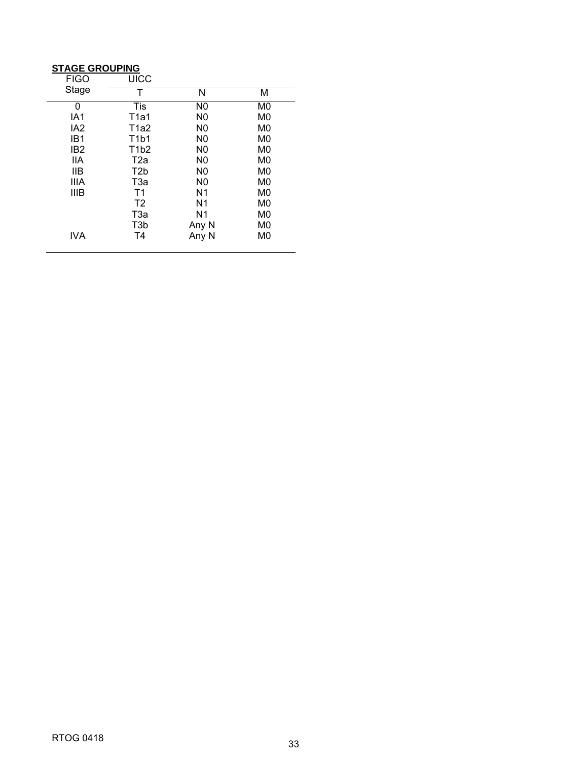**STAGE GROUPING**

| FIGO Stage | UICC T | N | M |
|---|---|---|---|
| 0 | Tis | N0 | M0 |
| IA1 | T1a1 | N0 | M0 |
| IA2 | T1a2 | N0 | M0 |
| IB1 | T1b1 | N0 | M0 |
| IB2 | T1b2 | N0 | M0 |
| IIA | T2a | N0 | M0 |
| IIB | T2b | N0 | M0 |
| IIIA | T3a | N0 | M0 |
| IIIB | T1 | N1 | M0 |
| | T2 | N1 | M0 |
| | T3a | N1 | M0 |
| | T3b | Any N | M0 |
| IVA | T4 | Any N | M0 |

RTOG 0418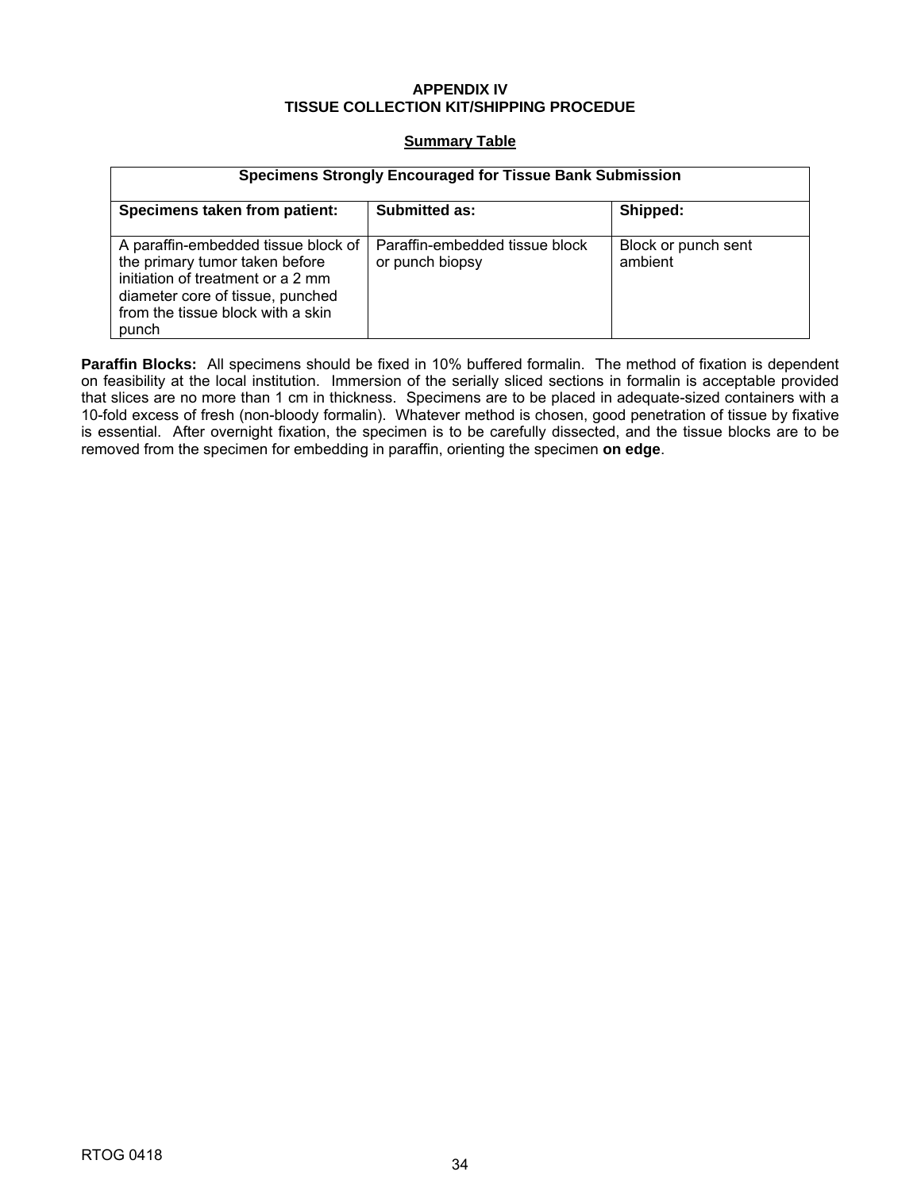## APPENDIX IV
## TISSUE COLLECTION KIT/SHIPPING PROCEDUE

**Summary Table**

| Specimens Strongly Encouraged for Tissue Bank Submission | | |
|---|---|---|
| **Specimens taken from patient:** | **Submitted as:** | **Shipped:** |
| A paraffin-embedded tissue block of the primary tumor taken before initiation of treatment or a 2 mm diameter core of tissue, punched from the tissue block with a skin punch | Paraffin-embedded tissue block or punch biopsy | Block or punch sent ambient |

**Paraffin Blocks:** All specimens should be fixed in 10% buffered formalin. The method of fixation is dependent on feasibility at the local institution. Immersion of the serially sliced sections in formalin is acceptable provided that slices are no more than 1 cm in thickness. Specimens are to be placed in adequate-sized containers with a 10-fold excess of fresh (non-bloody formalin). Whatever method is chosen, good penetration of tissue by fixative is essential. After overnight fixation, the specimen is to be carefully dissected, and the tissue blocks are to be removed from the specimen for embedding in paraffin, orienting the specimen **on edge**.